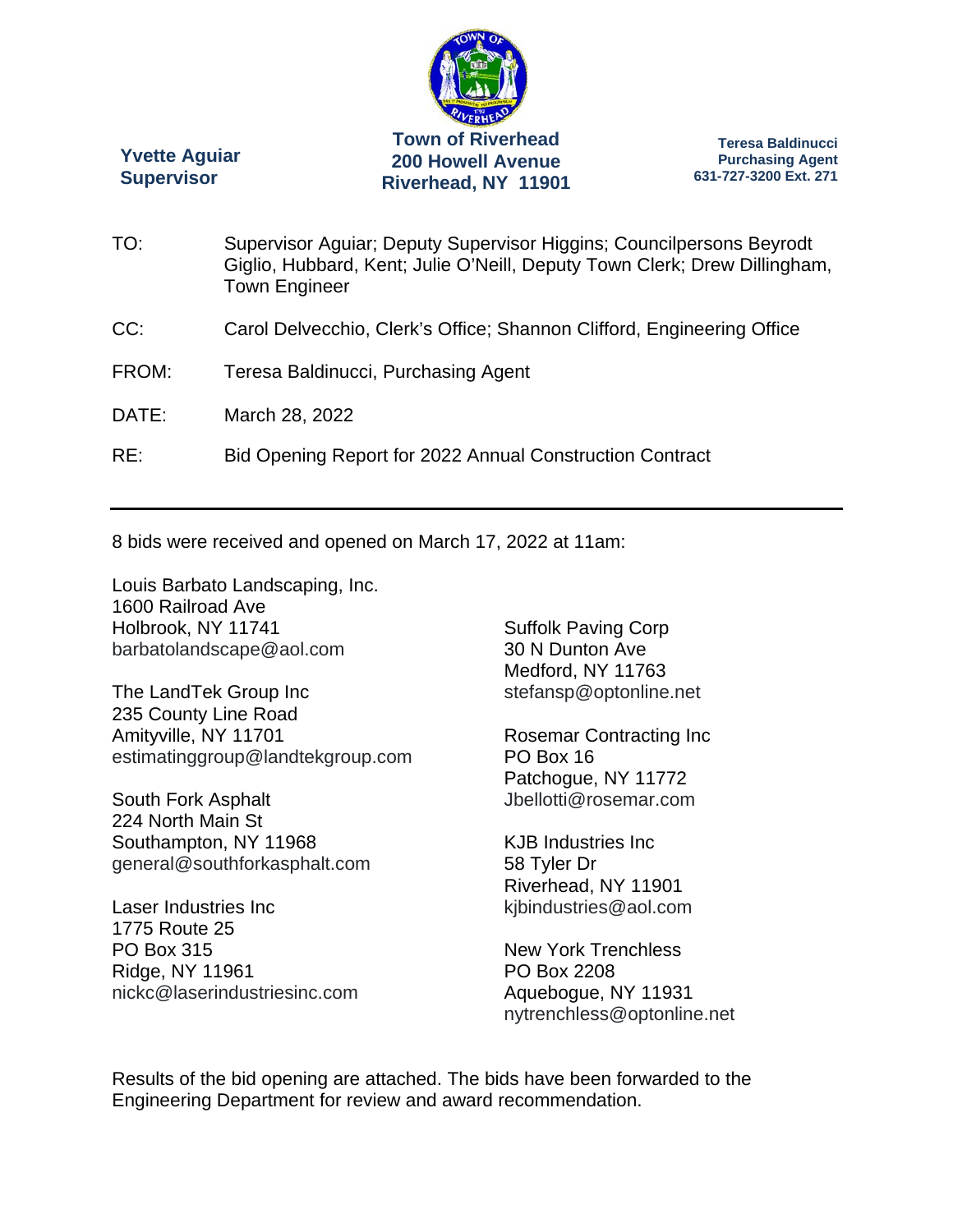**Yvette Aguiar**
**Supervisor**

**Town of Riverhead**
**200 Howell Avenue**
**Riverhead, NY 11901**

**Teresa Baldinucci**
**Purchasing Agent**
**631-727-3200 Ext. 271**

TO: Supervisor Aguiar; Deputy Supervisor Higgins; Councilpersons Beyrodt Giglio, Hubbard, Kent; Julie O'Neill, Deputy Town Clerk; Drew Dillingham, Town Engineer

CC: Carol Delvecchio, Clerk's Office; Shannon Clifford, Engineering Office

FROM: Teresa Baldinucci, Purchasing Agent

DATE: March 28, 2022

RE: Bid Opening Report for 2022 Annual Construction Contract

---

8 bids were received and opened on March 17, 2022 at 11am:

Louis Barbato Landscaping, Inc.
1600 Railroad Ave
Holbrook, NY 11741
barbatolandscape@aol.com

The LandTek Group Inc
235 County Line Road
Amityville, NY 11701
estimatinggroup@landtekgroup.com

South Fork Asphalt
224 North Main St
Southampton, NY 11968
general@southforkasphalt.com

Laser Industries Inc
1775 Route 25
PO Box 315
Ridge, NY 11961
nickc@laserindustriesinc.com

Suffolk Paving Corp
30 N Dunton Ave
Medford, NY 11763
stefansp@optonline.net

Rosemar Contracting Inc
PO Box 16
Patchogue, NY 11772
Jbellotti@rosemar.com

KJB Industries Inc
58 Tyler Dr
Riverhead, NY 11901
kjbindustries@aol.com

New York Trenchless
PO Box 2208
Aquebogue, NY 11931
nytrenchless@optonline.net

Results of the bid opening are attached. The bids have been forwarded to the Engineering Department for review and award recommendation.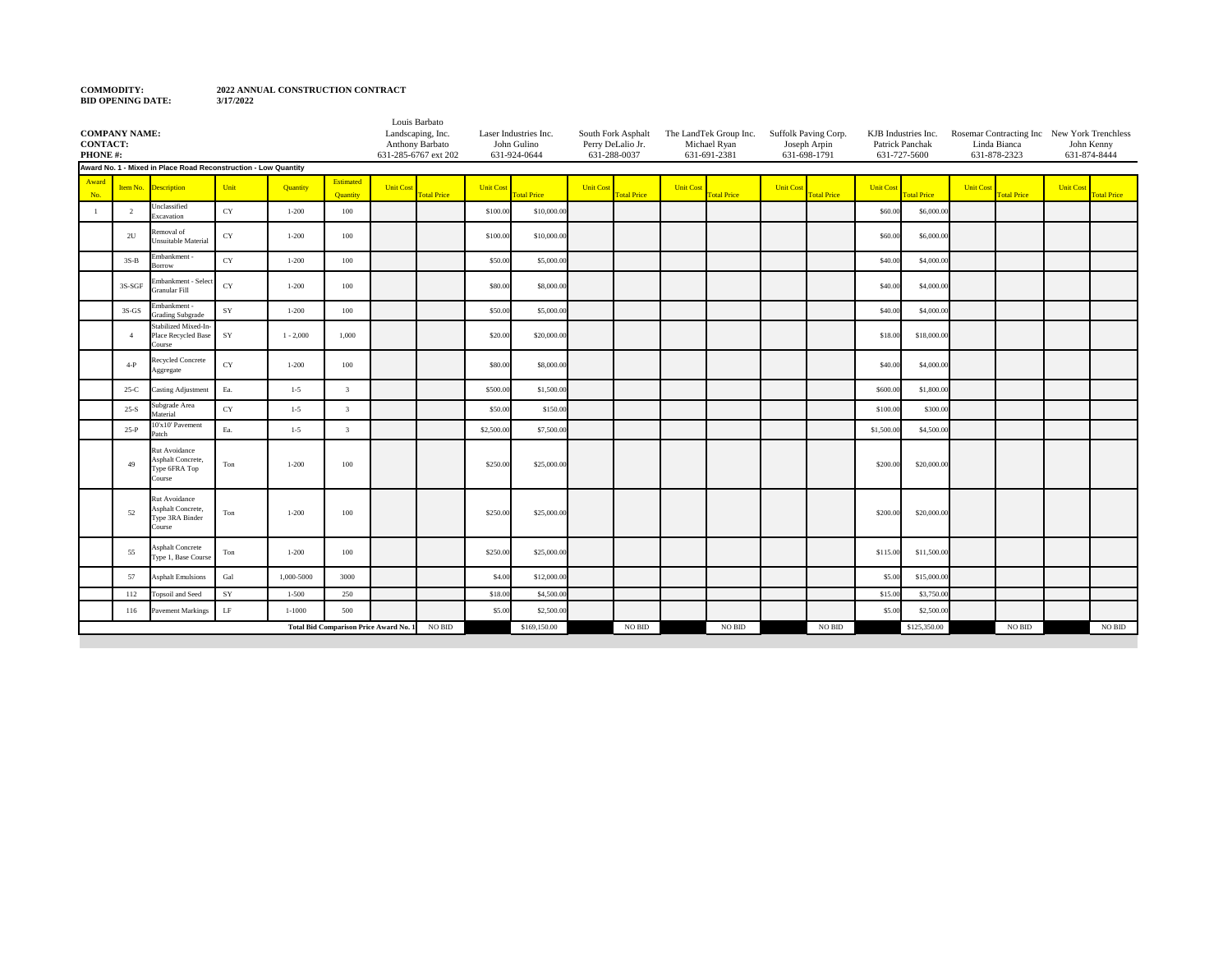**COMMODITY:** 2022 ANNUAL CONSTRUCTION CONTRACT
**BID OPENING DATE:** 3/17/2022

| COMPANY NAME: CONTACT: PHONE #: | | | | | Louis Barbato Landscaping, Inc. Anthony Barbato 631-285-6767 ext 202 | | Laser Industries Inc. John Gulino 631-924-0644 | | South Fork Asphalt Perry DeLalio Jr. 631-288-0037 | | The LandTek Group Inc. Michael Ryan 631-691-2381 | | Suffolk Paving Corp. Joseph Arpin 631-698-1791 | | KJB Industries Inc. Patrick Panchak 631-727-5600 | | Rosemar Contracting Inc Linda Bianca 631-878-2323 | | New York Trenchless John Kenny 631-874-8444 | |
|---|---|---|---|---|---|---|---|---|---|---|---|---|---|---|---|---|---|---|---|---|
| **Award No. 1 - Mixed in Place Road Reconstruction - Low Quantity** | | | | | | | | | | | | | | | | | | | | |
| Award No. | Item No. | Description | Unit | Quantity | Estimated Quantity | Unit Cost | Total Price | Unit Cost | Total Price | Unit Cost | Total Price | Unit Cost | Total Price | Unit Cost | Total Price | Unit Cost | Total Price | Unit Cost | Total Price | Unit Cost | Total Price |
| 1 | 2 | Unclassified Excavation | CY | 1-200 | 100 | | | $100.00 | $10,000.00 | | | | | | | $60.00 | $6,000.00 | | | | |
| | 2U | Removal of Unsuitable Material | CY | 1-200 | 100 | | | $100.00 | $10,000.00 | | | | | | | $60.00 | $6,000.00 | | | | |
| | 3S-B | Embankment - Borrow | CY | 1-200 | 100 | | | $50.00 | $5,000.00 | | | | | | | $40.00 | $4,000.00 | | | | |
| | 3S-SGF | Embankment - Select Granular Fill | CY | 1-200 | 100 | | | $80.00 | $8,000.00 | | | | | | | $40.00 | $4,000.00 | | | | |
| | 3S-GS | Embankment - Grading Subgrade | SY | 1-200 | 100 | | | $50.00 | $5,000.00 | | | | | | | $40.00 | $4,000.00 | | | | |
| | 4 | Stabilized Mixed-In-Place Recycled Base Course | SY | 1 - 2,000 | 1,000 | | | $20.00 | $20,000.00 | | | | | | | $18.00 | $18,000.00 | | | | |
| | 4-P | Recycled Concrete Aggregate | CY | 1-200 | 100 | | | $80.00 | $8,000.00 | | | | | | | $40.00 | $4,000.00 | | | | |
| | 25-C | Casting Adjustment | Ea. | 1-5 | 3 | | | $500.00 | $1,500.00 | | | | | | | $600.00 | $1,800.00 | | | | |
| | 25-S | Subgrade Area Material | CY | 1-5 | 3 | | | $50.00 | $150.00 | | | | | | | $100.00 | $300.00 | | | | |
| | 25-P | 10'x10' Pavement Patch | Ea. | 1-5 | 3 | | | $2,500.00 | $7,500.00 | | | | | | | $1,500.00 | $4,500.00 | | | | |
| | 49 | Rut Avoidance Asphalt Concrete, Type 6FRA Top Course | Ton | 1-200 | 100 | | | $250.00 | $25,000.00 | | | | | | | $200.00 | $20,000.00 | | | | |
| | 52 | Rut Avoidance Asphalt Concrete, Type 3RA Binder Course | Ton | 1-200 | 100 | | | $250.00 | $25,000.00 | | | | | | | $200.00 | $20,000.00 | | | | |
| | 55 | Asphalt Concrete Type 1, Base Course | Ton | 1-200 | 100 | | | $250.00 | $25,000.00 | | | | | | | $115.00 | $11,500.00 | | | | |
| | 57 | Asphalt Emulsions | Gal | 1,000-5000 | 3000 | | | $4.00 | $12,000.00 | | | | | | | $5.00 | $15,000.00 | | | | |
| | 112 | Topsoil and Seed | SY | 1-500 | 250 | | | $18.00 | $4,500.00 | | | | | | | $15.00 | $3,750.00 | | | | |
| | 116 | Pavement Markings | LF | 1-1000 | 500 | | | $5.00 | $2,500.00 | | | | | | | $5.00 | $2,500.00 | | | | |
| **Total Bid Comparison Price Award No. 1** | | | | | | | NO BID | | $169,150.00 | | NO BID | | NO BID | | NO BID | | $125,350.00 | | NO BID | | NO BID |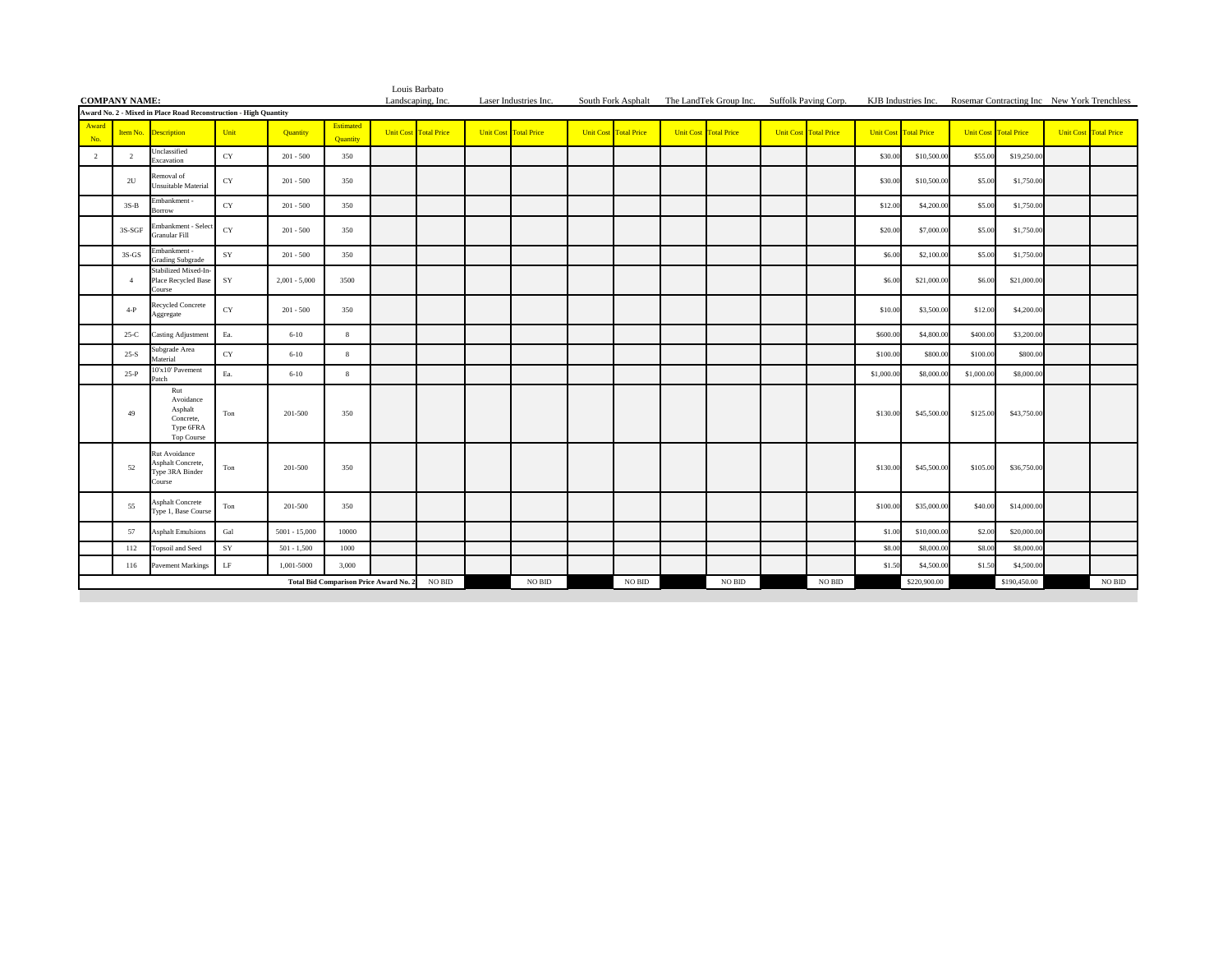**COMPANY NAME:**

**Award No. 2 - Mixed in Place Road Reconstruction - High Quantity**

| Award No. | Item No. | Description | Unit | Quantity | Estimated Quantity | Louis Barbato Landscaping, Inc. Unit Cost | Total Price | Laser Industries Inc. Unit Cost | Total Price | South Fork Asphalt Unit Cost | Total Price | The LandTek Group Inc. Unit Cost | Total Price | Suffolk Paving Corp. Unit Cost | Total Price | KJB Industries Inc. Unit Cost | Total Price | Rosemar Contracting Inc Unit Cost | Total Price | New York Trenchless Unit Cost | Total Price |
|---|---|---|---|---|---|---|---|---|---|---|---|---|---|---|---|---|---|---|---|---|---|
| 2 | 2 | Unclassified Excavation | CY | 201 - 500 | 350 | | | | | | | | | | | $30.00 | $10,500.00 | $55.00 | $19,250.00 | | |
| | 2U | Removal of Unsuitable Material | CY | 201 - 500 | 350 | | | | | | | | | | | $30.00 | $10,500.00 | $5.00 | $1,750.00 | | |
| | 3S-B | Embankment - Borrow | CY | 201 - 500 | 350 | | | | | | | | | | | $12.00 | $4,200.00 | $5.00 | $1,750.00 | | |
| | 3S-SGF | Embankment - Select Granular Fill | CY | 201 - 500 | 350 | | | | | | | | | | | $20.00 | $7,000.00 | $5.00 | $1,750.00 | | |
| | 3S-GS | Embankment - Grading Subgrade | SY | 201 - 500 | 350 | | | | | | | | | | | $6.00 | $2,100.00 | $5.00 | $1,750.00 | | |
| | 4 | Stabilized Mixed-In-Place Recycled Base Course | SY | 2,001 - 5,000 | 3500 | | | | | | | | | | | $6.00 | $21,000.00 | $6.00 | $21,000.00 | | |
| | 4-P | Recycled Concrete Aggregate | CY | 201 - 500 | 350 | | | | | | | | | | | $10.00 | $3,500.00 | $12.00 | $4,200.00 | | |
| | 25-C | Casting Adjustment | Ea. | 6-10 | 8 | | | | | | | | | | | $600.00 | $4,800.00 | $400.00 | $3,200.00 | | |
| | 25-S | Subgrade Area Material | CY | 6-10 | 8 | | | | | | | | | | | $100.00 | $800.00 | $100.00 | $800.00 | | |
| | 25-P | 10'x10' Pavement Patch | Ea. | 6-10 | 8 | | | | | | | | | | | $1,000.00 | $8,000.00 | $1,000.00 | $8,000.00 | | |
| | 49 | Rut Avoidance Asphalt Concrete, Type 6FRA Top Course | Ton | 201-500 | 350 | | | | | | | | | | | $130.00 | $45,500.00 | $125.00 | $43,750.00 | | |
| | 52 | Rut Avoidance Asphalt Concrete, Type 3RA Binder Course | Ton | 201-500 | 350 | | | | | | | | | | | $130.00 | $45,500.00 | $105.00 | $36,750.00 | | |
| | 55 | Asphalt Concrete Type 1, Base Course | Ton | 201-500 | 350 | | | | | | | | | | | $100.00 | $35,000.00 | $40.00 | $14,000.00 | | |
| | 57 | Asphalt Emulsions | Gal | 5001 - 15,000 | 10000 | | | | | | | | | | | $1.00 | $10,000.00 | $2.00 | $20,000.00 | | |
| | 112 | Topsoil and Seed | SY | 501 - 1,500 | 1000 | | | | | | | | | | | $8.00 | $8,000.00 | $8.00 | $8,000.00 | | |
| | 116 | Pavement Markings | LF | 1,001-5000 | 3,000 | | | | | | | | | | | $1.50 | $4,500.00 | $1.50 | $4,500.00 | | |
| | | | | | **Total Bid Comparison Price Award No. 2** | | NO BID | | NO BID | | NO BID | | NO BID | | NO BID | | $220,900.00 | | $190,450.00 | | NO BID |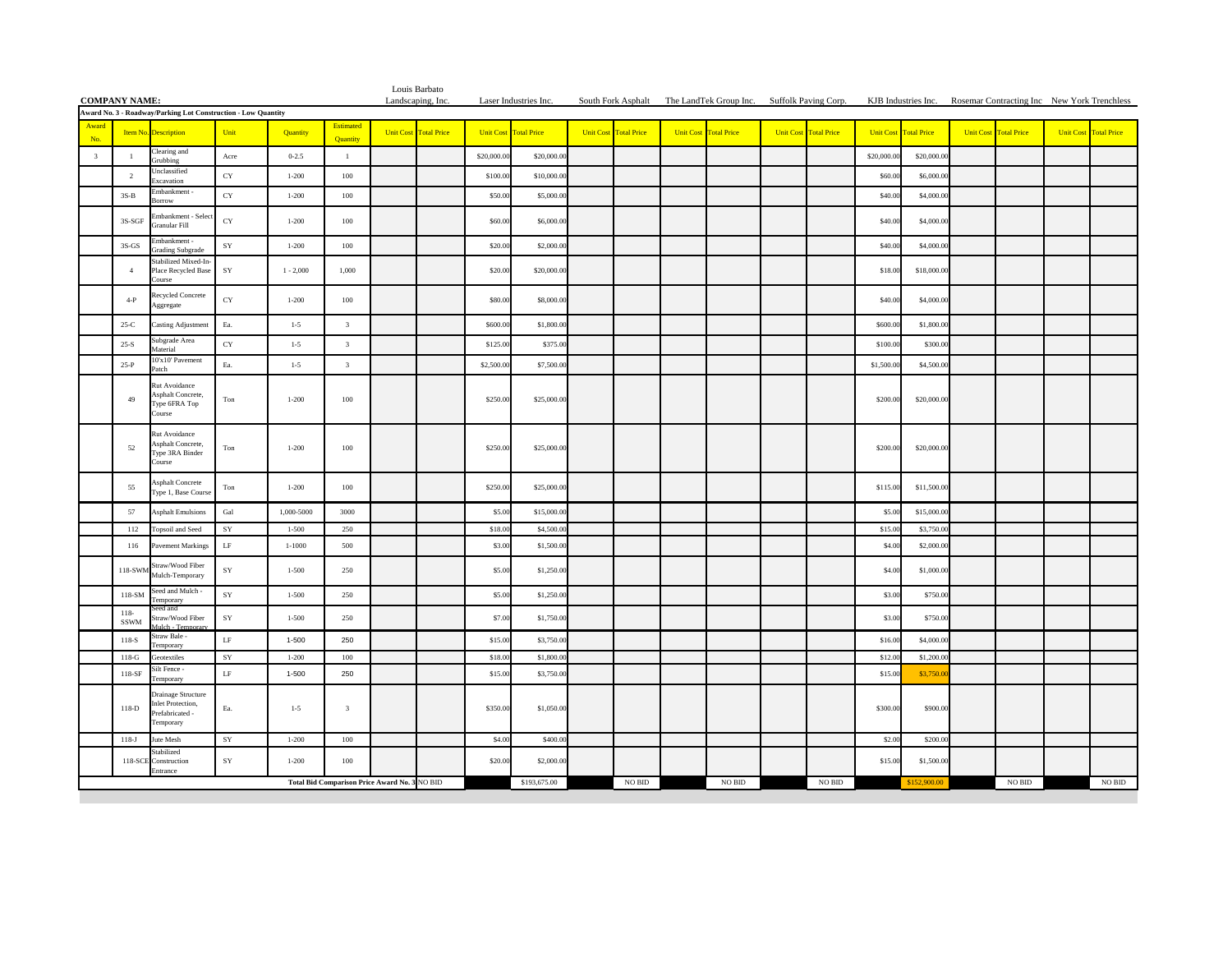**COMPANY NAME:**

**Award No. 3 - Roadway/Parking Lot Construction - Low Quantity**

| | | | | | | Louis Barbato Landscaping, Inc. | | Laser Industries Inc. | | South Fork Asphalt | | The LandTek Group Inc. | | Suffolk Paving Corp. | | KJB Industries Inc. | | Rosemar Contracting Inc | | New York Trenchless | |
|---|---|---|---|---|---|---|---|---|---|---|---|---|---|---|---|---|---|---|---|---|---|
| Award No. | Item No. | Description | Unit | Quantity | Estimated Quantity | Unit Cost | Total Price | Unit Cost | Total Price | Unit Cost | Total Price | Unit Cost | Total Price | Unit Cost | Total Price | Unit Cost | Total Price | Unit Cost | Total Price | Unit Cost | Total Price |
| 3 | 1 | Clearing and Grubbing | Acre | 0-2.5 | 1 | | | $20,000.00 | $20,000.00 | | | | | | | $20,000.00 | $20,000.00 | | | | |
| | 2 | Unclassified Excavation | CY | 1-200 | 100 | | | $100.00 | $10,000.00 | | | | | | | $60.00 | $6,000.00 | | | | |
| | 3S-B | Embankment - Borrow | CY | 1-200 | 100 | | | $50.00 | $5,000.00 | | | | | | | $40.00 | $4,000.00 | | | | |
| | 3S-SGF | Embankment - Select Granular Fill | CY | 1-200 | 100 | | | $60.00 | $6,000.00 | | | | | | | $40.00 | $4,000.00 | | | | |
| | 3S-GS | Embankment - Grading Subgrade | SY | 1-200 | 100 | | | $20.00 | $2,000.00 | | | | | | | $40.00 | $4,000.00 | | | | |
| | 4 | Stabilized Mixed-In-Place Recycled Base Course | SY | 1 - 2,000 | 1,000 | | | $20.00 | $20,000.00 | | | | | | | $18.00 | $18,000.00 | | | | |
| | 4-P | Recycled Concrete Aggregate | CY | 1-200 | 100 | | | $80.00 | $8,000.00 | | | | | | | $40.00 | $4,000.00 | | | | |
| | 25-C | Casting Adjustment | Ea. | 1-5 | 3 | | | $600.00 | $1,800.00 | | | | | | | $600.00 | $1,800.00 | | | | |
| | 25-S | Subgrade Area Material | CY | 1-5 | 3 | | | $125.00 | $375.00 | | | | | | | $100.00 | $300.00 | | | | |
| | 25-P | 10'x10' Pavement Patch | Ea. | 1-5 | 3 | | | $2,500.00 | $7,500.00 | | | | | | | $1,500.00 | $4,500.00 | | | | |
| | 49 | Rut Avoidance Asphalt Concrete, Type 6FRA Top Course | Ton | 1-200 | 100 | | | $250.00 | $25,000.00 | | | | | | | $200.00 | $20,000.00 | | | | |
| | 52 | Rut Avoidance Asphalt Concrete, Type 3RA Binder Course | Ton | 1-200 | 100 | | | $250.00 | $25,000.00 | | | | | | | $200.00 | $20,000.00 | | | | |
| | 55 | Asphalt Concrete Type 1, Base Course | Ton | 1-200 | 100 | | | $250.00 | $25,000.00 | | | | | | | $115.00 | $11,500.00 | | | | |
| | 57 | Asphalt Emulsions | Gal | 1,000-5000 | 3000 | | | $5.00 | $15,000.00 | | | | | | | $5.00 | $15,000.00 | | | | |
| | 112 | Topsoil and Seed | SY | 1-500 | 250 | | | $18.00 | $4,500.00 | | | | | | | $15.00 | $3,750.00 | | | | |
| | 116 | Pavement Markings | LF | 1-1000 | 500 | | | $3.00 | $1,500.00 | | | | | | | $4.00 | $2,000.00 | | | | |
| | 118-SWM | Straw/Wood Fiber Mulch-Temporary | SY | 1-500 | 250 | | | $5.00 | $1,250.00 | | | | | | | $4.00 | $1,000.00 | | | | |
| | 118-SM | Seed and Mulch - Temporary | SY | 1-500 | 250 | | | $5.00 | $1,250.00 | | | | | | | $3.00 | $750.00 | | | | |
| | 118-SSWM | Seed and Straw/Wood Fiber Mulch - Temporary | SY | 1-500 | 250 | | | $7.00 | $1,750.00 | | | | | | | $3.00 | $750.00 | | | | |
| | 118-S | Straw Bale - Temporary | LF | 1-500 | 250 | | | $15.00 | $3,750.00 | | | | | | | $16.00 | $4,000.00 | | | | |
| | 118-G | Geotextiles | SY | 1-200 | 100 | | | $18.00 | $1,800.00 | | | | | | | $12.00 | $1,200.00 | | | | |
| | 118-SF | Silt Fence - Temporary | LF | 1-500 | 250 | | | $15.00 | $3,750.00 | | | | | | | $15.00 | $3,750.00 | | | | |
| | 118-D | Drainage Structure Inlet Protection, Prefabricated - Temporary | Ea. | 1-5 | 3 | | | $350.00 | $1,050.00 | | | | | | | $300.00 | $900.00 | | | | |
| | 118-J | Jute Mesh | SY | 1-200 | 100 | | | $4.00 | $400.00 | | | | | | | $2.00 | $200.00 | | | | |
| | 118-SCE | Stabilized Construction Entrance | SY | 1-200 | 100 | | | $20.00 | $2,000.00 | | | | | | | $15.00 | $1,500.00 | | | | |
| **Total Bid Comparison Price Award No. 3** | | | | | | | NO BID | | $193,675.00 | | NO BID | | NO BID | | NO BID | | $152,900.00 | | NO BID | | NO BID |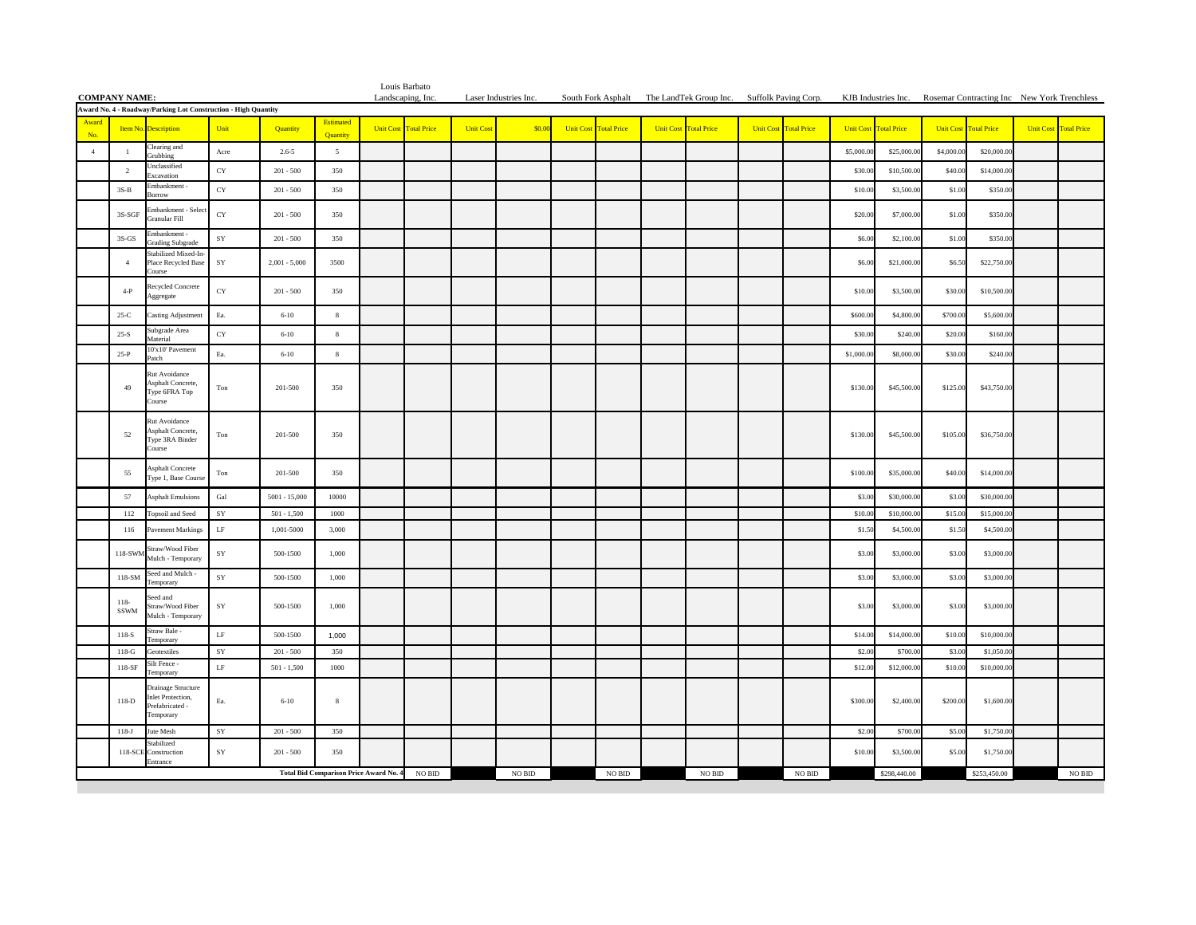**COMPANY NAME:**

**Award No. 4 - Roadway/Parking Lot Construction - High Quantity**

| Award No. | Item No. | Description | Unit | Quantity | Estimated Quantity | Louis Barbato Landscaping, Inc. | | Laser Industries Inc. | | South Fork Asphalt | | The LandTek Group Inc. | | Suffolk Paving Corp. | | KJB Industries Inc. | | Rosemar Contracting Inc | | New York Trenchless | |
|---|---|---|---|---|---|---|---|---|---|---|---|---|---|---|---|---|---|---|---|---|---|
| | | | | | | Unit Cost | Total Price | Unit Cost | $0.00 | Unit Cost | Total Price | Unit Cost | Total Price | Unit Cost | Total Price | Unit Cost | Total Price | Unit Cost | Total Price | Unit Cost | Total Price |
| 4 | 1 | Clearing and Grubbing | Acre | 2.6-5 | 5 | | | | | | | | | | | $5,000.00 | $25,000.00 | $4,000.00 | $20,000.00 | | |
| | 2 | Unclassified Excavation | CY | 201 - 500 | 350 | | | | | | | | | | | $30.00 | $10,500.00 | $40.00 | $14,000.00 | | |
| | 3S-B | Embankment - Borrow | CY | 201 - 500 | 350 | | | | | | | | | | | $10.00 | $3,500.00 | $1.00 | $350.00 | | |
| | 3S-SGF | Embankment - Select Granular Fill | CY | 201 - 500 | 350 | | | | | | | | | | | $20.00 | $7,000.00 | $1.00 | $350.00 | | |
| | 3S-GS | Embankment - Grading Subgrade | SY | 201 - 500 | 350 | | | | | | | | | | | $6.00 | $2,100.00 | $1.00 | $350.00 | | |
| | 4 | Stabilized Mixed-In-Place Recycled Base Course | SY | 2,001 - 5,000 | 3500 | | | | | | | | | | | $6.00 | $21,000.00 | $6.50 | $22,750.00 | | |
| | 4-P | Recycled Concrete Aggregate | CY | 201 - 500 | 350 | | | | | | | | | | | $10.00 | $3,500.00 | $30.00 | $10,500.00 | | |
| | 25-C | Casting Adjustment | Ea. | 6-10 | 8 | | | | | | | | | | | $600.00 | $4,800.00 | $700.00 | $5,600.00 | | |
| | 25-S | Subgrade Area Material | CY | 6-10 | 8 | | | | | | | | | | | $30.00 | $240.00 | $20.00 | $160.00 | | |
| | 25-P | 10'x10' Pavement Patch | Ea. | 6-10 | 8 | | | | | | | | | | | $1,000.00 | $8,000.00 | $30.00 | $240.00 | | |
| | 49 | Rut Avoidance Asphalt Concrete, Type 6FRA Top Course | Ton | 201-500 | 350 | | | | | | | | | | | $130.00 | $45,500.00 | $125.00 | $43,750.00 | | |
| | 52 | Rut Avoidance Asphalt Concrete, Type 3RA Binder Course | Ton | 201-500 | 350 | | | | | | | | | | | $130.00 | $45,500.00 | $105.00 | $36,750.00 | | |
| | 55 | Asphalt Concrete Type 1, Base Course | Ton | 201-500 | 350 | | | | | | | | | | | $100.00 | $35,000.00 | $40.00 | $14,000.00 | | |
| | 57 | Asphalt Emulsions | Gal | 5001 - 15,000 | 10000 | | | | | | | | | | | $3.00 | $30,000.00 | $3.00 | $30,000.00 | | |
| | 112 | Topsoil and Seed | SY | 501 - 1,500 | 1000 | | | | | | | | | | | $10.00 | $10,000.00 | $15.00 | $15,000.00 | | |
| | 116 | Pavement Markings | LF | 1,001-5000 | 3,000 | | | | | | | | | | | $1.50 | $4,500.00 | $1.50 | $4,500.00 | | |
| | 118-SWM | Straw/Wood Fiber Mulch - Temporary | SY | 500-1500 | 1,000 | | | | | | | | | | | $3.00 | $3,000.00 | $3.00 | $3,000.00 | | |
| | 118-SM | Seed and Mulch - Temporary | SY | 500-1500 | 1,000 | | | | | | | | | | | $3.00 | $3,000.00 | $3.00 | $3,000.00 | | |
| | 118-SSWM | Seed and Straw/Wood Fiber Mulch - Temporary | SY | 500-1500 | 1,000 | | | | | | | | | | | $3.00 | $3,000.00 | $3.00 | $3,000.00 | | |
| | 118-S | Straw Bale - Temporary | LF | 500-1500 | 1,000 | | | | | | | | | | | $14.00 | $14,000.00 | $10.00 | $10,000.00 | | |
| | 118-G | Geotextiles | SY | 201 - 500 | 350 | | | | | | | | | | | $2.00 | $700.00 | $3.00 | $1,050.00 | | |
| | 118-SF | Silt Fence - Temporary | LF | 501 - 1,500 | 1000 | | | | | | | | | | | $12.00 | $12,000.00 | $10.00 | $10,000.00 | | |
| | 118-D | Drainage Structure Inlet Protection, Prefabricated - Temporary | Ea. | 6-10 | 8 | | | | | | | | | | | $300.00 | $2,400.00 | $200.00 | $1,600.00 | | |
| | 118-J | Jute Mesh | SY | 201 - 500 | 350 | | | | | | | | | | | $2.00 | $700.00 | $5.00 | $1,750.00 | | |
| | 118-SCE | Stabilized Construction Entrance | SY | 201 - 500 | 350 | | | | | | | | | | | $10.00 | $3,500.00 | $5.00 | $1,750.00 | | |
| | | | | **Total Bid Comparison Price Award No. 4** | | | NO BID | | NO BID | | NO BID | | NO BID | | NO BID | | $298,440.00 | | $253,450.00 | | NO BID |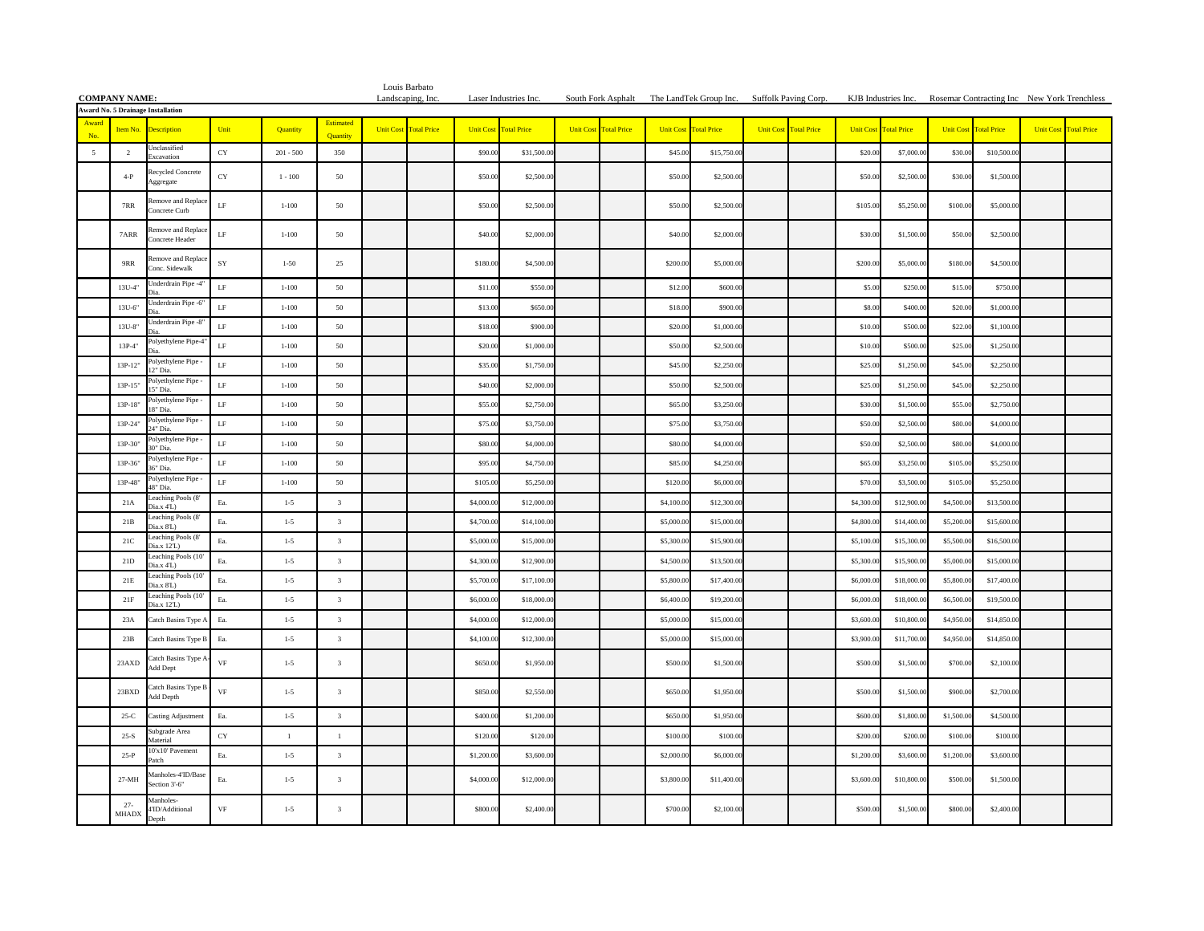**COMPANY NAME:**

**Award No. 5 Drainage Installation**

| Award No. | Item No. | Description | Unit | Quantity | Estimated Quantity | Louis Barbato Landscaping, Inc. Unit Cost | Louis Barbato Landscaping, Inc. Total Price | Laser Industries Inc. Unit Cost | Laser Industries Inc. Total Price | South Fork Asphalt Unit Cost | South Fork Asphalt Total Price | The LandTek Group Inc. Unit Cost | The LandTek Group Inc. Total Price | Suffolk Paving Corp. Unit Cost | Suffolk Paving Corp. Total Price | KJB Industries Inc. Unit Cost | KJB Industries Inc. Total Price | Rosemar Contracting Inc Unit Cost | Rosemar Contracting Inc Total Price | New York Trenchless Unit Cost | New York Trenchless Total Price |
|---|---|---|---|---|---|---|---|---|---|---|---|---|---|---|---|---|---|---|---|---|---|
| 5 | 2 | Unclassified Excavation | CY | 201 - 500 | 350 | | | $90.00 | $31,500.00 | | | $45.00 | $15,750.00 | | | $20.00 | $7,000.00 | $30.00 | $10,500.00 | | |
| | 4-P | Recycled Concrete Aggregate | CY | 1 - 100 | 50 | | | $50.00 | $2,500.00 | | | $50.00 | $2,500.00 | | | $50.00 | $2,500.00 | $30.00 | $1,500.00 | | |
| | 7RR | Remove and Replace Concrete Curb | LF | 1-100 | 50 | | | $50.00 | $2,500.00 | | | $50.00 | $2,500.00 | | | $105.00 | $5,250.00 | $100.00 | $5,000.00 | | |
| | 7ARR | Remove and Replace Concrete Header | LF | 1-100 | 50 | | | $40.00 | $2,000.00 | | | $40.00 | $2,000.00 | | | $30.00 | $1,500.00 | $50.00 | $2,500.00 | | |
| | 9RR | Remove and Replace Conc. Sidewalk | SY | 1-50 | 25 | | | $180.00 | $4,500.00 | | | $200.00 | $5,000.00 | | | $200.00 | $5,000.00 | $180.00 | $4,500.00 | | |
| | 13U-4" | Underdrain Pipe -4" Dia. | LF | 1-100 | 50 | | | $11.00 | $550.00 | | | $12.00 | $600.00 | | | $5.00 | $250.00 | $15.00 | $750.00 | | |
| | 13U-6" | Underdrain Pipe -6" Dia. | LF | 1-100 | 50 | | | $13.00 | $650.00 | | | $18.00 | $900.00 | | | $8.00 | $400.00 | $20.00 | $1,000.00 | | |
| | 13U-8" | Underdrain Pipe -8" Dia. | LF | 1-100 | 50 | | | $18.00 | $900.00 | | | $20.00 | $1,000.00 | | | $10.00 | $500.00 | $22.00 | $1,100.00 | | |
| | 13P-4" | Polyethylene Pipe-4" Dia. | LF | 1-100 | 50 | | | $20.00 | $1,000.00 | | | $50.00 | $2,500.00 | | | $10.00 | $500.00 | $25.00 | $1,250.00 | | |
| | 13P-12" | Polyethylene Pipe - 12" Dia. | LF | 1-100 | 50 | | | $35.00 | $1,750.00 | | | $45.00 | $2,250.00 | | | $25.00 | $1,250.00 | $45.00 | $2,250.00 | | |
| | 13P-15" | Polyethylene Pipe - 15" Dia. | LF | 1-100 | 50 | | | $40.00 | $2,000.00 | | | $50.00 | $2,500.00 | | | $25.00 | $1,250.00 | $45.00 | $2,250.00 | | |
| | 13P-18" | Polyethylene Pipe - 18" Dia. | LF | 1-100 | 50 | | | $55.00 | $2,750.00 | | | $65.00 | $3,250.00 | | | $30.00 | $1,500.00 | $55.00 | $2,750.00 | | |
| | 13P-24" | Polyethylene Pipe - 24" Dia. | LF | 1-100 | 50 | | | $75.00 | $3,750.00 | | | $75.00 | $3,750.00 | | | $50.00 | $2,500.00 | $80.00 | $4,000.00 | | |
| | 13P-30" | Polyethylene Pipe - 30" Dia. | LF | 1-100 | 50 | | | $80.00 | $4,000.00 | | | $80.00 | $4,000.00 | | | $50.00 | $2,500.00 | $80.00 | $4,000.00 | | |
| | 13P-36" | Polyethylene Pipe - 36" Dia. | LF | 1-100 | 50 | | | $95.00 | $4,750.00 | | | $85.00 | $4,250.00 | | | $65.00 | $3,250.00 | $105.00 | $5,250.00 | | |
| | 13P-48" | Polyethylene Pipe - 48" Dia. | LF | 1-100 | 50 | | | $105.00 | $5,250.00 | | | $120.00 | $6,000.00 | | | $70.00 | $3,500.00 | $105.00 | $5,250.00 | | |
| | 21A | Leaching Pools (8' Dia.x 4'L) | Ea. | 1-5 | 3 | | | $4,000.00 | $12,000.00 | | | $4,100.00 | $12,300.00 | | | $4,300.00 | $12,900.00 | $4,500.00 | $13,500.00 | | |
| | 21B | Leaching Pools (8' Dia.x 8'L) | Ea. | 1-5 | 3 | | | $4,700.00 | $14,100.00 | | | $5,000.00 | $15,000.00 | | | $4,800.00 | $14,400.00 | $5,200.00 | $15,600.00 | | |
| | 21C | Leaching Pools (8' Dia.x 12'L) | Ea. | 1-5 | 3 | | | $5,000.00 | $15,000.00 | | | $5,300.00 | $15,900.00 | | | $5,100.00 | $15,300.00 | $5,500.00 | $16,500.00 | | |
| | 21D | Leaching Pools (10' Dia.x 4'L) | Ea. | 1-5 | 3 | | | $4,300.00 | $12,900.00 | | | $4,500.00 | $13,500.00 | | | $5,300.00 | $15,900.00 | $5,000.00 | $15,000.00 | | |
| | 21E | Leaching Pools (10' Dia.x 8'L) | Ea. | 1-5 | 3 | | | $5,700.00 | $17,100.00 | | | $5,800.00 | $17,400.00 | | | $6,000.00 | $18,000.00 | $5,800.00 | $17,400.00 | | |
| | 21F | Leaching Pools (10' Dia.x 12'L) | Ea. | 1-5 | 3 | | | $6,000.00 | $18,000.00 | | | $6,400.00 | $19,200.00 | | | $6,000.00 | $18,000.00 | $6,500.00 | $19,500.00 | | |
| | 23A | Catch Basins Type A | Ea. | 1-5 | 3 | | | $4,000.00 | $12,000.00 | | | $5,000.00 | $15,000.00 | | | $3,600.00 | $10,800.00 | $4,950.00 | $14,850.00 | | |
| | 23B | Catch Basins Type B | Ea. | 1-5 | 3 | | | $4,100.00 | $12,300.00 | | | $5,000.00 | $15,000.00 | | | $3,900.00 | $11,700.00 | $4,950.00 | $14,850.00 | | |
| | 23AXD | Catch Basins Type A-Add Dept | VF | 1-5 | 3 | | | $650.00 | $1,950.00 | | | $500.00 | $1,500.00 | | | $500.00 | $1,500.00 | $700.00 | $2,100.00 | | |
| | 23BXD | Catch Basins Type B Add Depth | VF | 1-5 | 3 | | | $850.00 | $2,550.00 | | | $650.00 | $1,950.00 | | | $500.00 | $1,500.00 | $900.00 | $2,700.00 | | |
| | 25-C | Casting Adjustment | Ea. | 1-5 | 3 | | | $400.00 | $1,200.00 | | | $650.00 | $1,950.00 | | | $600.00 | $1,800.00 | $1,500.00 | $4,500.00 | | |
| | 25-S | Subgrade Area Material | CY | 1 | 1 | | | $120.00 | $120.00 | | | $100.00 | $100.00 | | | $200.00 | $200.00 | $100.00 | $100.00 | | |
| | 25-P | 10'x10' Pavement Patch | Ea. | 1-5 | 3 | | | $1,200.00 | $3,600.00 | | | $2,000.00 | $6,000.00 | | | $1,200.00 | $3,600.00 | $1,200.00 | $3,600.00 | | |
| | 27-MH | Manholes-4'ID/Base Section 3'-6" | Ea. | 1-5 | 3 | | | $4,000.00 | $12,000.00 | | | $3,800.00 | $11,400.00 | | | $3,600.00 | $10,800.00 | $500.00 | $1,500.00 | | |
| | 27-MHADX | Manholes-4'ID/Additional Depth | VF | 1-5 | 3 | | | $800.00 | $2,400.00 | | | $700.00 | $2,100.00 | | | $500.00 | $1,500.00 | $800.00 | $2,400.00 | | |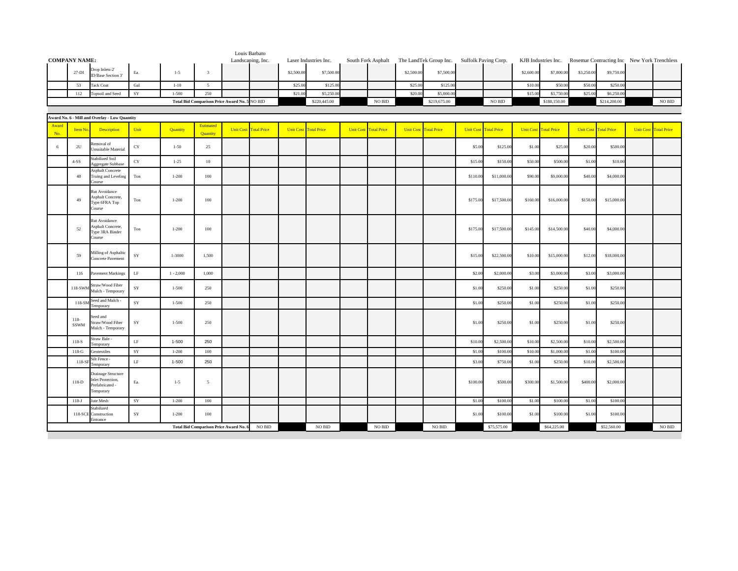| COMPANY NAME: | | | | | Louis Barbato Landscaping, Inc. | | Laser Industries Inc. | | South Fork Asphalt | | The LandTek Group Inc. | | Suffolk Paving Corp. | | KJB Industries Inc. | | Rosemar Contracting Inc | | New York Trenchless | |
|---|---|---|---|---|---|---|---|---|---|---|---|---|---|---|---|---|---|---|---|---|
| | 27-DI | Drop Inlets-2' ID/Base Section 3' | Ea. | 1-5 | 3 | | | $2,500.00 | $7,500.00 | | | $2,500.00 | $7,500.00 | | | $2,600.00 | $7,800.00 | $3,250.00 | $9,750.00 | | |
| | 53 | Tack Coat | Gal | 1-10 | 5 | | | $25.00 | $125.00 | | | $25.00 | $125.00 | | | $10.00 | $50.00 | $50.00 | $250.00 | | |
| | 112 | Topsoil and Seed | SY | 1-500 | 250 | | | $21.00 | $5,250.00 | | | $20.00 | $5,000.00 | | | $15.00 | $3,750.00 | $25.00 | $6,250.00 | | |
| Total Bid Comparison Price Award No. 5 | | | | | | NO BID | | $220,445.00 | | NO BID | | $219,675.00 | | NO BID | | $188,150.00 | | $214,200.00 | | NO BID |

**Award No. 6 - Mill and Overlay - Low Quantity**

| Award No. | Item No. | Description | Unit | Quantity | Estimated Quantity | Unit Cost | Total Price | Unit Cost | Total Price | Unit Cost | Total Price | Unit Cost | Total Price | Unit Cost | Total Price | Unit Cost | Total Price | Unit Cost | Total Price | Unit Cost | Total Price |
|---|---|---|---|---|---|---|---|---|---|---|---|---|---|---|---|---|---|---|---|---|---|
| 6 | 2U | Removal of Unsuitable Material | CY | 1-50 | 25 | | | | | | | | | $5.00 | $125.00 | $1.00 | $25.00 | $20.00 | $500.00 | | |
| | 4-SS | Stabilized Soil Aggregate Subbase | CY | 1-25 | 10 | | | | | | | | | $15.00 | $150.00 | $50.00 | $500.00 | $1.00 | $10.00 | | |
| | 48 | Asphalt Concrete Truing and Leveling Course | Ton | 1-200 | 100 | | | | | | | | | $110.00 | $11,000.00 | $90.00 | $9,000.00 | $40.00 | $4,000.00 | | |
| | 49 | Rut Avoidance Asphalt Concrete, Type 6FRA Top Course | Ton | 1-200 | 100 | | | | | | | | | $175.00 | $17,500.00 | $160.00 | $16,000.00 | $150.00 | $15,000.00 | | |
| | 52 | Rut Avoidance Asphalt Concrete, Type 3RA Binder Course | Ton | 1-200 | 100 | | | | | | | | | $175.00 | $17,500.00 | $145.00 | $14,500.00 | $40.00 | $4,000.00 | | |
| | 59 | Milling of Asphaltic Concrete Pavement | SY | 1-3000 | 1,500 | | | | | | | | | $15.00 | $22,500.00 | $10.00 | $15,000.00 | $12.00 | $18,000.00 | | |
| | 116 | Pavement Markings | LF | 1 - 2,000 | 1,000 | | | | | | | | | $2.00 | $2,000.00 | $3.00 | $3,000.00 | $3.00 | $3,000.00 | | |
| | 118-SWM | Straw/Wood Fiber Mulch - Temporary | SY | 1-500 | 250 | | | | | | | | | $1.00 | $250.00 | $1.00 | $250.00 | $1.00 | $250.00 | | |
| | 118-SM | Seed and Mulch - Temporary | SY | 1-500 | 250 | | | | | | | | | $1.00 | $250.00 | $1.00 | $250.00 | $1.00 | $250.00 | | |
| | 118-SSWM | Seed and Straw/Wood Fiber Mulch - Temporary | SY | 1-500 | 250 | | | | | | | | | $1.00 | $250.00 | $1.00 | $250.00 | $1.00 | $250.00 | | |
| | 118-S | Straw Bale - Temporary | LF | 1-500 | 250 | | | | | | | | | $10.00 | $2,500.00 | $10.00 | $2,500.00 | $10.00 | $2,500.00 | | |
| | 118-G | Geotextiles | SY | 1-200 | 100 | | | | | | | | | $1.00 | $100.00 | $10.00 | $1,000.00 | $1.00 | $100.00 | | |
| | 118-SF | Silt Fence - Temporary | LF | 1-500 | 250 | | | | | | | | | $3.00 | $750.00 | $1.00 | $250.00 | $10.00 | $2,500.00 | | |
| | 118-D | Drainage Structure Inlet Protection, Prefabricated - Temporary | Ea. | 1-5 | 5 | | | | | | | | | $100.00 | $500.00 | $300.00 | $1,500.00 | $400.00 | $2,000.00 | | |
| | 118-J | Jute Mesh | SY | 1-200 | 100 | | | | | | | | | $1.00 | $100.00 | $1.00 | $100.00 | $1.00 | $100.00 | | |
| | 118-SCE | Stabilized Construction Entrance | SY | 1-200 | 100 | | | | | | | | | $1.00 | $100.00 | $1.00 | $100.00 | $1.00 | $100.00 | | |
| Total Bid Comparison Price Award No. 6 | | | | | | | NO BID | | NO BID | | NO BID | | NO BID | | $75,575.00 | | $64,225.00 | | $52,560.00 | | NO BID |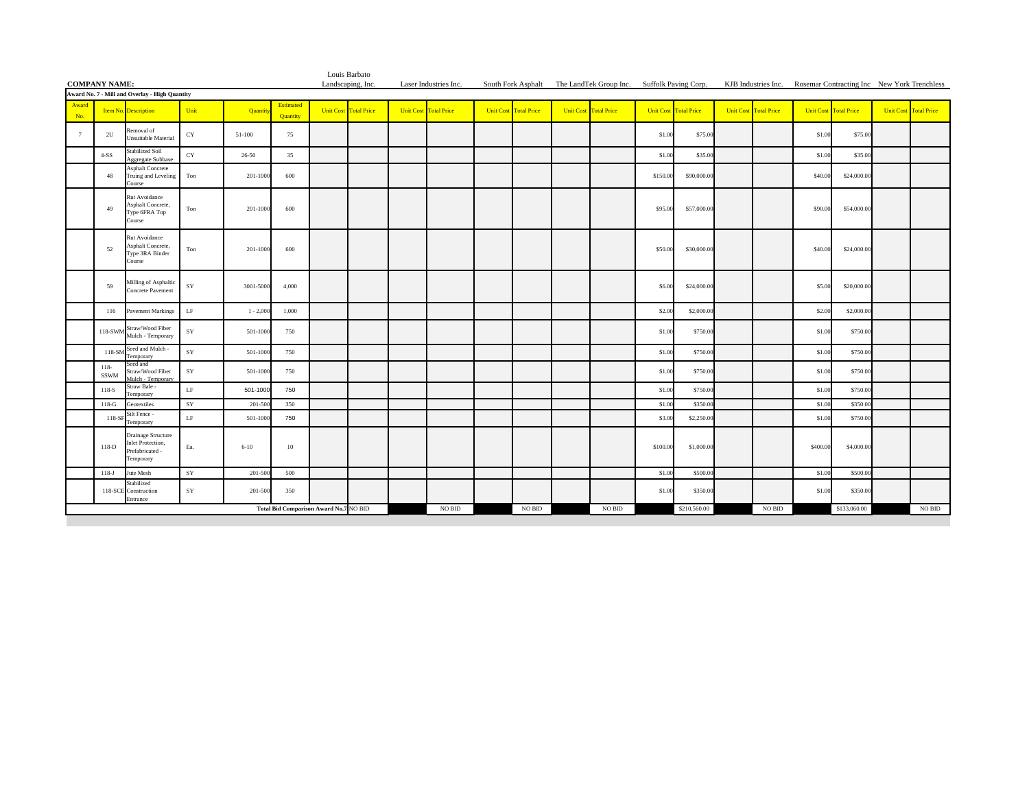**COMPANY NAME:**

**Award No. 7 - Mill and Overlay - High Quantity**

| Award No. | Item No. | Description | Unit | Quantity | Estimated Quantity | Louis Barbato Landscaping, Inc. Unit Cost | Louis Barbato Landscaping, Inc. Total Price | Laser Industries Inc. Unit Cost | Laser Industries Inc. Total Price | South Fork Asphalt Unit Cost | South Fork Asphalt Total Price | The LandTek Group Inc. Unit Cost | The LandTek Group Inc. Total Price | Suffolk Paving Corp. Unit Cost | Suffolk Paving Corp. Total Price | KJB Industries Inc. Unit Cost | KJB Industries Inc. Total Price | Rosemar Contracting Inc Unit Cost | Rosemar Contracting Inc Total Price | New York Trenchless Unit Cost | New York Trenchless Total Price |
|---|---|---|---|---|---|---|---|---|---|---|---|---|---|---|---|---|---|---|---|---|---|
| 7 | 2U | Removal of Unsuitable Material | CY | 51-100 | 75 | | | | | | | | | $1.00 | $75.00 | | | $1.00 | $75.00 | | |
| | 4-SS | Stabilized Soil Aggregate Subbase | CY | 26-50 | 35 | | | | | | | | | $1.00 | $35.00 | | | $1.00 | $35.00 | | |
| | 48 | Asphalt Concrete Truing and Leveling Course | Ton | 201-1000 | 600 | | | | | | | | | $150.00 | $90,000.00 | | | $40.00 | $24,000.00 | | |
| | 49 | Rut Avoidance Asphalt Concrete, Type 6FRA Top Course | Ton | 201-1000 | 600 | | | | | | | | | $95.00 | $57,000.00 | | | $90.00 | $54,000.00 | | |
| | 52 | Rut Avoidance Asphalt Concrete, Type 3RA Binder Course | Ton | 201-1000 | 600 | | | | | | | | | $50.00 | $30,000.00 | | | $40.00 | $24,000.00 | | |
| | 59 | Milling of Asphaltic Concrete Pavement | SY | 3001-5000 | 4,000 | | | | | | | | | $6.00 | $24,000.00 | | | $5.00 | $20,000.00 | | |
| | 116 | Pavement Markings | LF | 1 - 2,000 | 1,000 | | | | | | | | | $2.00 | $2,000.00 | | | $2.00 | $2,000.00 | | |
| | 118-SWM | Straw/Wood Fiber Mulch - Temporary | SY | 501-1000 | 750 | | | | | | | | | $1.00 | $750.00 | | | $1.00 | $750.00 | | |
| | 118-SM | Seed and Mulch - Temporary | SY | 501-1000 | 750 | | | | | | | | | $1.00 | $750.00 | | | $1.00 | $750.00 | | |
| | 118-SSWM | Seed and Straw/Wood Fiber Mulch - Temporary | SY | 501-1000 | 750 | | | | | | | | | $1.00 | $750.00 | | | $1.00 | $750.00 | | |
| | 118-S | Straw Bale - Temporary | LF | 501-1000 | 750 | | | | | | | | | $1.00 | $750.00 | | | $1.00 | $750.00 | | |
| | 118-G | Geotextiles | SY | 201-500 | 350 | | | | | | | | | $1.00 | $350.00 | | | $1.00 | $350.00 | | |
| | 118-SF | Silt Fence - Temporary | LF | 501-1000 | 750 | | | | | | | | | $3.00 | $2,250.00 | | | $1.00 | $750.00 | | |
| | 118-D | Drainage Structure Inlet Protection, Prefabricated - Temporary | Ea. | 6-10 | 10 | | | | | | | | | $100.00 | $1,000.00 | | | $400.00 | $4,000.00 | | |
| | 118-J | Jute Mesh | SY | 201-500 | 500 | | | | | | | | | $1.00 | $500.00 | | | $1.00 | $500.00 | | |
| | 118-SCE | Stabilized Construction Entrance | SY | 201-500 | 350 | | | | | | | | | $1.00 | $350.00 | | | $1.00 | $350.00 | | |
| **Total Bid Comparison Award No.7** | | | | | | | NO BID | | NO BID | | NO BID | | NO BID | | $210,560.00 | | NO BID | | $133,060.00 | | NO BID |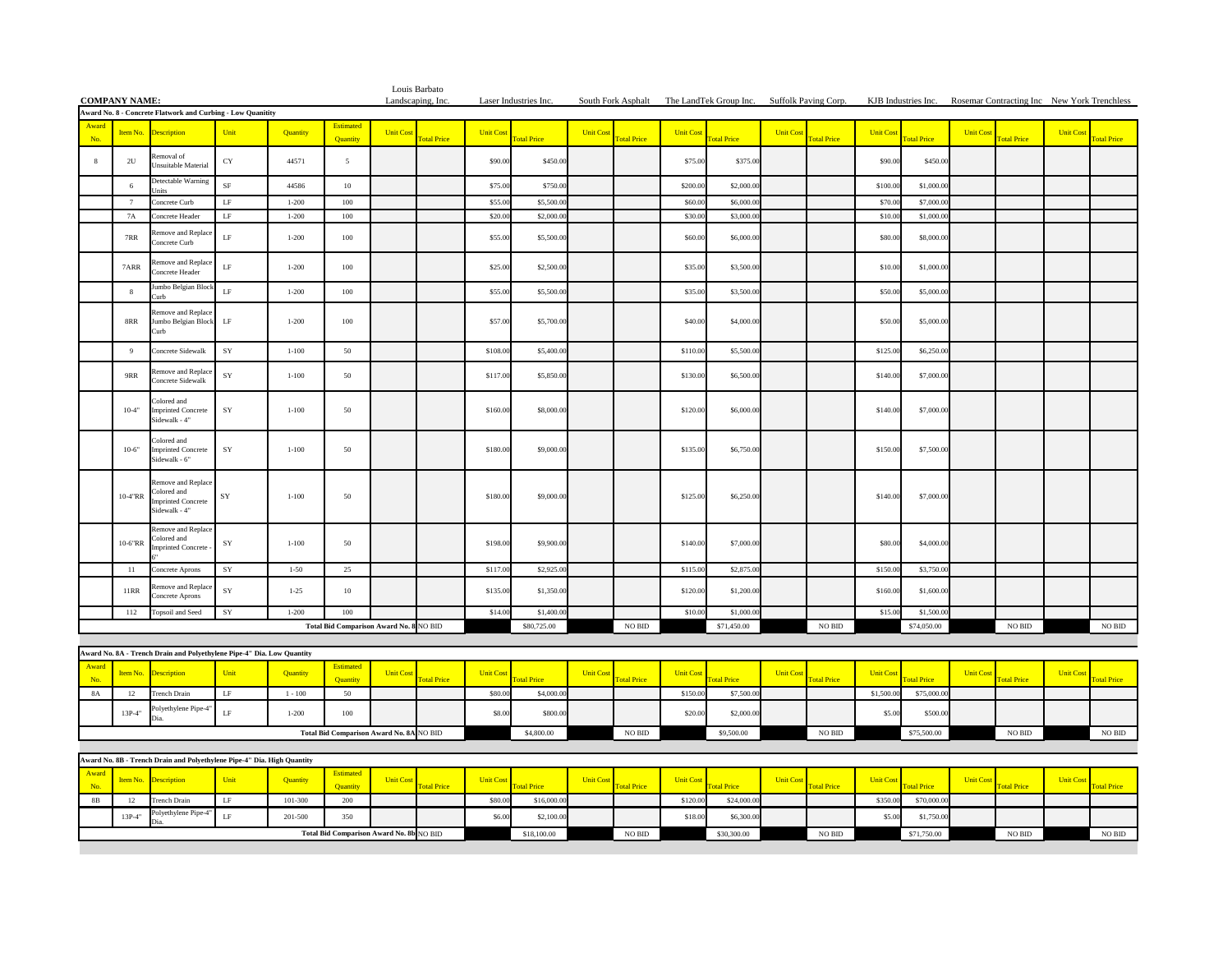**COMPANY NAME:**

**Award No. 8 - Concrete Flatwork and Curbing - Low Quanitity**

| Award No. | Item No. | Description | Unit | Quantity | Estimated Quantity | Louis Barbato Landscaping, Inc. Unit Cost | Total Price | Laser Industries Inc. Unit Cost | Total Price | South Fork Asphalt Unit Cost | Total Price | The LandTek Group Inc. Unit Cost | Total Price | Suffolk Paving Corp. Unit Cost | Total Price | KJB Industries Inc. Unit Cost | Total Price | Rosemar Contracting Inc Unit Cost | Total Price | New York Trenchless Unit Cost | Total Price |
|---|---|---|---|---|---|---|---|---|---|---|---|---|---|---|---|---|---|---|---|---|---|
| 8 | 2U | Removal of Unsuitable Material | CY | 44571 | 5 | | | $90.00 | $450.00 | | | $75.00 | $375.00 | | | $90.00 | $450.00 | | | | |
| | 6 | Detectable Warning Units | SF | 44586 | 10 | | | $75.00 | $750.00 | | | $200.00 | $2,000.00 | | | $100.00 | $1,000.00 | | | | |
| | 7 | Concrete Curb | LF | 1-200 | 100 | | | $55.00 | $5,500.00 | | | $60.00 | $6,000.00 | | | $70.00 | $7,000.00 | | | | |
| | 7A | Concrete Header | LF | 1-200 | 100 | | | $20.00 | $2,000.00 | | | $30.00 | $3,000.00 | | | $10.00 | $1,000.00 | | | | |
| | 7RR | Remove and Replace Concrete Curb | LF | 1-200 | 100 | | | $55.00 | $5,500.00 | | | $60.00 | $6,000.00 | | | $80.00 | $8,000.00 | | | | |
| | 7ARR | Remove and Replace Concrete Header | LF | 1-200 | 100 | | | $25.00 | $2,500.00 | | | $35.00 | $3,500.00 | | | $10.00 | $1,000.00 | | | | |
| | 8 | Jumbo Belgian Block Curb | LF | 1-200 | 100 | | | $55.00 | $5,500.00 | | | $35.00 | $3,500.00 | | | $50.00 | $5,000.00 | | | | |
| | 8RR | Remove and Replace Jumbo Belgian Block Curb | LF | 1-200 | 100 | | | $57.00 | $5,700.00 | | | $40.00 | $4,000.00 | | | $50.00 | $5,000.00 | | | | |
| | 9 | Concrete Sidewalk | SY | 1-100 | 50 | | | $108.00 | $5,400.00 | | | $110.00 | $5,500.00 | | | $125.00 | $6,250.00 | | | | |
| | 9RR | Remove and Replace Concrete Sidewalk | SY | 1-100 | 50 | | | $117.00 | $5,850.00 | | | $130.00 | $6,500.00 | | | $140.00 | $7,000.00 | | | | |
| | 10-4" | Colored and Imprinted Concrete Sidewalk - 4" | SY | 1-100 | 50 | | | $160.00 | $8,000.00 | | | $120.00 | $6,000.00 | | | $140.00 | $7,000.00 | | | | |
| | 10-6" | Colored and Imprinted Concrete Sidewalk - 6" | SY | 1-100 | 50 | | | $180.00 | $9,000.00 | | | $135.00 | $6,750.00 | | | $150.00 | $7,500.00 | | | | |
| | 10-4"RR | Remove and Replace Colored and Imprinted Concrete Sidewalk - 4" | SY | 1-100 | 50 | | | $180.00 | $9,000.00 | | | $125.00 | $6,250.00 | | | $140.00 | $7,000.00 | | | | |
| | 10-6"RR | Remove and Replace Colored and Imprinted Concrete - 6" | SY | 1-100 | 50 | | | $198.00 | $9,900.00 | | | $140.00 | $7,000.00 | | | $80.00 | $4,000.00 | | | | |
| | 11 | Concrete Aprons | SY | 1-50 | 25 | | | $117.00 | $2,925.00 | | | $115.00 | $2,875.00 | | | $150.00 | $3,750.00 | | | | |
| | 11RR | Remove and Replace Concrete Aprons | SY | 1-25 | 10 | | | $135.00 | $1,350.00 | | | $120.00 | $1,200.00 | | | $160.00 | $1,600.00 | | | | |
| | 112 | Topsoil and Seed | SY | 1-200 | 100 | | | $14.00 | $1,400.00 | | | $10.00 | $1,000.00 | | | $15.00 | $1,500.00 | | | | |
| **Total Bid Comparison Award No. 8** | | | | | | | NO BID | | $80,725.00 | | NO BID | | $71,450.00 | | NO BID | | $74,050.00 | | NO BID | | NO BID |

**Award No. 8A - Trench Drain and Polyethylene Pipe-4" Dia. Low Quantity**

| Award No. | Item No. | Description | Unit | Quantity | Estimated Quantity | Louis Barbato Landscaping, Inc. Unit Cost | Total Price | Laser Industries Inc. Unit Cost | Total Price | South Fork Asphalt Unit Cost | Total Price | The LandTek Group Inc. Unit Cost | Total Price | Suffolk Paving Corp. Unit Cost | Total Price | KJB Industries Inc. Unit Cost | Total Price | Rosemar Contracting Inc Unit Cost | Total Price | New York Trenchless Unit Cost | Total Price |
|---|---|---|---|---|---|---|---|---|---|---|---|---|---|---|---|---|---|---|---|---|---|
| 8A | 12 | Trench Drain | LF | 1 - 100 | 50 | | | $80.00 | $4,000.00 | | | $150.00 | $7,500.00 | | | $1,500.00 | $75,000.00 | | | | |
| | 13P-4" | Polyethylene Pipe-4" Dia. | LF | 1-200 | 100 | | | $8.00 | $800.00 | | | $20.00 | $2,000.00 | | | $5.00 | $500.00 | | | | |
| **Total Bid Comparison Award No. 8A** | | | | | | | NO BID | | $4,800.00 | | NO BID | | $9,500.00 | | NO BID | | $75,500.00 | | NO BID | | NO BID |

**Award No. 8B - Trench Drain and Polyethylene Pipe-4" Dia. High Quantity**

| Award No. | Item No. | Description | Unit | Quantity | Estimated Quantity | Louis Barbato Landscaping, Inc. Unit Cost | Total Price | Laser Industries Inc. Unit Cost | Total Price | South Fork Asphalt Unit Cost | Total Price | The LandTek Group Inc. Unit Cost | Total Price | Suffolk Paving Corp. Unit Cost | Total Price | KJB Industries Inc. Unit Cost | Total Price | Rosemar Contracting Inc Unit Cost | Total Price | New York Trenchless Unit Cost | Total Price |
|---|---|---|---|---|---|---|---|---|---|---|---|---|---|---|---|---|---|---|---|---|---|
| 8B | 12 | Trench Drain | LF | 101-300 | 200 | | | $80.00 | $16,000.00 | | | $120.00 | $24,000.00 | | | $350.00 | $70,000.00 | | | | |
| | 13P-4" | Polyethylene Pipe-4" Dia. | LF | 201-500 | 350 | | | $6.00 | $2,100.00 | | | $18.00 | $6,300.00 | | | $5.00 | $1,750.00 | | | | |
| **Total Bid Comparison Award No. 8b** | | | | | | | NO BID | | $18,100.00 | | NO BID | | $30,300.00 | | NO BID | | $71,750.00 | | NO BID | | NO BID |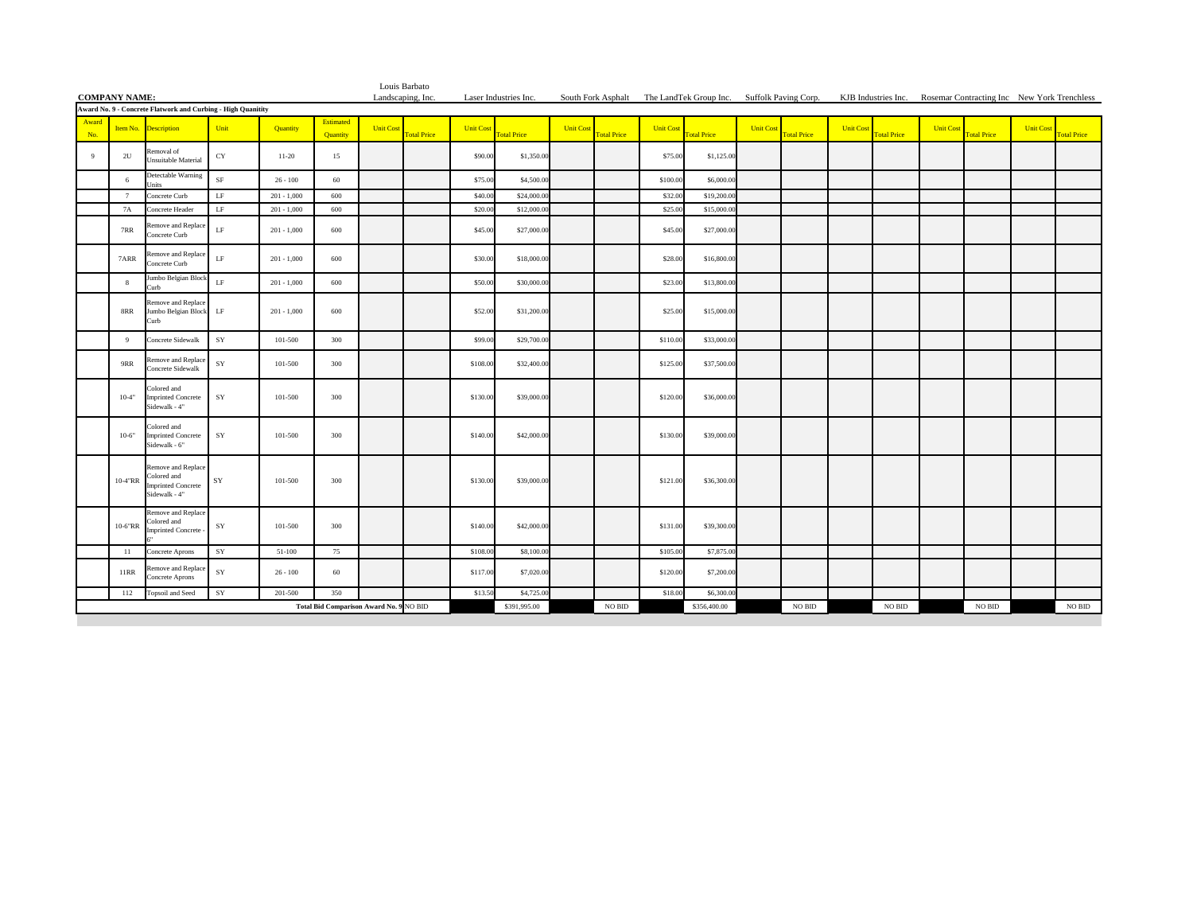**COMPANY NAME:**

**Award No. 9 - Concrete Flatwork and Curbing - High Quanitity**

| Award No. | Item No. | Description | Unit | Quantity | Estimated Quantity | Louis Barbato Landscaping, Inc. Unit Cost | Total Price | Laser Industries Inc. Unit Cost | Total Price | South Fork Asphalt Unit Cost | Total Price | The LandTek Group Inc. Unit Cost | Total Price | Suffolk Paving Corp. Unit Cost | Total Price | KJB Industries Inc. Unit Cost | Total Price | Rosemar Contracting Inc Unit Cost | Total Price | New York Trenchless Unit Cost | Total Price |
|---|---|---|---|---|---|---|---|---|---|---|---|---|---|---|---|---|---|---|---|---|---|
| 9 | 2U | Removal of Unsuitable Material | CY | 11-20 | 15 | | | $90.00 | $1,350.00 | | | $75.00 | $1,125.00 | | | | | | | | |
| | 6 | Detectable Warning Units | SF | 26 - 100 | 60 | | | $75.00 | $4,500.00 | | | $100.00 | $6,000.00 | | | | | | | | |
| | 7 | Concrete Curb | LF | 201 - 1,000 | 600 | | | $40.00 | $24,000.00 | | | $32.00 | $19,200.00 | | | | | | | | |
| | 7A | Concrete Header | LF | 201 - 1,000 | 600 | | | $20.00 | $12,000.00 | | | $25.00 | $15,000.00 | | | | | | | | |
| | 7RR | Remove and Replace Concrete Curb | LF | 201 - 1,000 | 600 | | | $45.00 | $27,000.00 | | | $45.00 | $27,000.00 | | | | | | | | |
| | 7ARR | Remove and Replace Concrete Curb | LF | 201 - 1,000 | 600 | | | $30.00 | $18,000.00 | | | $28.00 | $16,800.00 | | | | | | | | |
| | 8 | Jumbo Belgian Block Curb | LF | 201 - 1,000 | 600 | | | $50.00 | $30,000.00 | | | $23.00 | $13,800.00 | | | | | | | | |
| | 8RR | Remove and Replace Jumbo Belgian Block Curb | LF | 201 - 1,000 | 600 | | | $52.00 | $31,200.00 | | | $25.00 | $15,000.00 | | | | | | | | |
| | 9 | Concrete Sidewalk | SY | 101-500 | 300 | | | $99.00 | $29,700.00 | | | $110.00 | $33,000.00 | | | | | | | | |
| | 9RR | Remove and Replace Concrete Sidewalk | SY | 101-500 | 300 | | | $108.00 | $32,400.00 | | | $125.00 | $37,500.00 | | | | | | | | |
| | 10-4" | Colored and Imprinted Concrete Sidewalk - 4" | SY | 101-500 | 300 | | | $130.00 | $39,000.00 | | | $120.00 | $36,000.00 | | | | | | | | |
| | 10-6" | Colored and Imprinted Concrete Sidewalk - 6" | SY | 101-500 | 300 | | | $140.00 | $42,000.00 | | | $130.00 | $39,000.00 | | | | | | | | |
| | 10-4"RR | Remove and Replace Colored and Imprinted Concrete Sidewalk - 4" | SY | 101-500 | 300 | | | $130.00 | $39,000.00 | | | $121.00 | $36,300.00 | | | | | | | | |
| | 10-6"RR | Remove and Replace Colored and Imprinted Concrete - 6" | SY | 101-500 | 300 | | | $140.00 | $42,000.00 | | | $131.00 | $39,300.00 | | | | | | | | |
| | 11 | Concrete Aprons | SY | 51-100 | 75 | | | $108.00 | $8,100.00 | | | $105.00 | $7,875.00 | | | | | | | | |
| | 11RR | Remove and Replace Concrete Aprons | SY | 26 - 100 | 60 | | | $117.00 | $7,020.00 | | | $120.00 | $7,200.00 | | | | | | | | |
| | 112 | Topsoil and Seed | SY | 201-500 | 350 | | | $13.50 | $4,725.00 | | | $18.00 | $6,300.00 | | | | | | | | |
| | | | | | Total Bid Comparison Award No. 9 | | NO BID | | $391,995.00 | | NO BID | | $356,400.00 | | NO BID | | NO BID | | NO BID | | NO BID |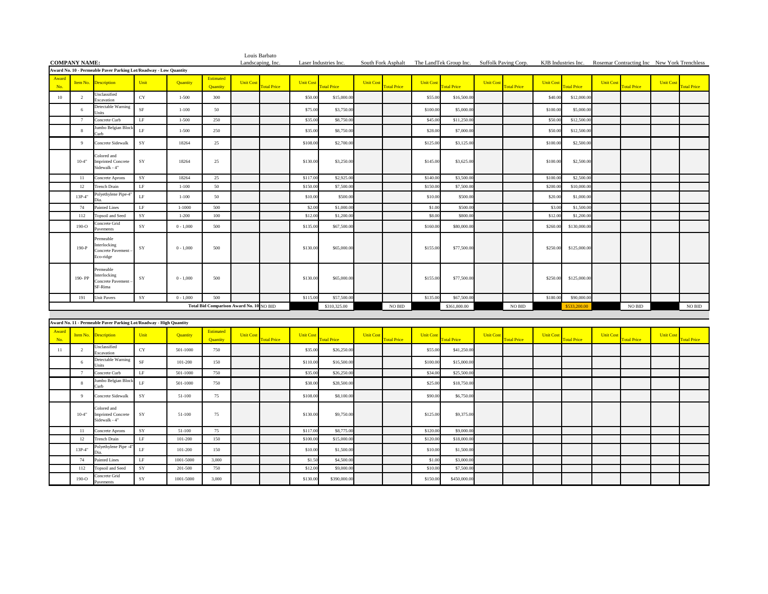**COMPANY NAME:**

Contractors: Louis Barbato Landscaping, Inc. | Laser Industries Inc. | South Fork Asphalt | The LandTek Group Inc. | Suffolk Paving Corp. | KJB Industries Inc. | Rosemar Contracting Inc | New York Trenchless

**Award No. 10 - Permeable Paver Parking Lot/Roadway - Low Quantity**

| Award No. | Item No. | Description | Unit | Quantity | Estimated Quantity | Louis Barbato Landscaping, Inc. Unit Cost | Louis Barbato Landscaping, Inc. Total Price | Laser Industries Inc. Unit Cost | Laser Industries Inc. Total Price | South Fork Asphalt Unit Cost | South Fork Asphalt Total Price | The LandTek Group Inc. Unit Cost | The LandTek Group Inc. Total Price | Suffolk Paving Corp. Unit Cost | Suffolk Paving Corp. Total Price | KJB Industries Inc. Unit Cost | KJB Industries Inc. Total Price | Rosemar Contracting Inc Unit Cost | Rosemar Contracting Inc Total Price | New York Trenchless Unit Cost | New York Trenchless Total Price |
|---|---|---|---|---|---|---|---|---|---|---|---|---|---|---|---|---|---|---|---|---|---|
| 10 | 2 | Unclassified Excavation | CY | 1-500 | 300 | | | $50.00 | $15,000.00 | | | $55.00 | $16,500.00 | | | $40.00 | $12,000.00 | | | | |
| | 6 | Detectable Warning Units | SF | 1-100 | 50 | | | $75.00 | $3,750.00 | | | $100.00 | $5,000.00 | | | $100.00 | $5,000.00 | | | | |
| | 7 | Concrete Curb | LF | 1-500 | 250 | | | $35.00 | $8,750.00 | | | $45.00 | $11,250.00 | | | $50.00 | $12,500.00 | | | | |
| | 8 | Jumbo Belgian Block Curb | LF | 1-500 | 250 | | | $35.00 | $8,750.00 | | | $28.00 | $7,000.00 | | | $50.00 | $12,500.00 | | | | |
| | 9 | Concrete Sidewalk | SY | 18264 | 25 | | | $108.00 | $2,700.00 | | | $125.00 | $3,125.00 | | | $100.00 | $2,500.00 | | | | |
| | 10-4" | Colored and Imprinted Concrete Sidewalk - 4" | SY | 18264 | 25 | | | $130.00 | $3,250.00 | | | $145.00 | $3,625.00 | | | $100.00 | $2,500.00 | | | | |
| | 11 | Concrete Aprons | SY | 18264 | 25 | | | $117.00 | $2,925.00 | | | $140.00 | $3,500.00 | | | $100.00 | $2,500.00 | | | | |
| | 12 | Trench Drain | LF | 1-100 | 50 | | | $150.00 | $7,500.00 | | | $150.00 | $7,500.00 | | | $200.00 | $10,000.00 | | | | |
| | 13P-4" | Polyethylene Pipe-4" Dia. | LF | 1-100 | 50 | | | $10.00 | $500.00 | | | $10.00 | $500.00 | | | $20.00 | $1,000.00 | | | | |
| | 74 | Painted Lines | LF | 1-1000 | 500 | | | $2.00 | $1,000.00 | | | $1.00 | $500.00 | | | $3.00 | $1,500.00 | | | | |
| | 112 | Topsoil and Seed | SY | 1-200 | 100 | | | $12.00 | $1,200.00 | | | $8.00 | $800.00 | | | $12.00 | $1,200.00 | | | | |
| | 190-O | Concrete Grid Pavements | SY | 0 - 1,000 | 500 | | | $135.00 | $67,500.00 | | | $160.00 | $80,000.00 | | | $260.00 | $130,000.00 | | | | |
| | 190-P | Permeable Interlocking Concrete Pavement – Eco-ridge | SY | 0 - 1,000 | 500 | | | $130.00 | $65,000.00 | | | $155.00 | $77,500.00 | | | $250.00 | $125,000.00 | | | | |
| | 190- PP | Permeable Interlocking Concrete Pavement – SF-Rima | SY | 0 - 1,000 | 500 | | | $130.00 | $65,000.00 | | | $155.00 | $77,500.00 | | | $250.00 | $125,000.00 | | | | |
| | 191 | Unit Pavers | SY | 0 - 1,000 | 500 | | | $115.00 | $57,500.00 | | | $135.00 | $67,500.00 | | | $180.00 | $90,000.00 | | | | |
| | | | | | Total Bid Comparison Award No. 10 | | NO BID | | $310,325.00 | | NO BID | | $361,800.00 | | NO BID | | $533,200.00 | | NO BID | | NO BID |

**Award No. 11 - Permeable Paver Parking Lot/Roadway - High Quantity**

| Award No. | Item No. | Description | Unit | Quantity | Estimated Quantity | Louis Barbato Landscaping, Inc. Unit Cost | Louis Barbato Landscaping, Inc. Total Price | Laser Industries Inc. Unit Cost | Laser Industries Inc. Total Price | South Fork Asphalt Unit Cost | South Fork Asphalt Total Price | The LandTek Group Inc. Unit Cost | The LandTek Group Inc. Total Price | Suffolk Paving Corp. Unit Cost | Suffolk Paving Corp. Total Price | KJB Industries Inc. Unit Cost | KJB Industries Inc. Total Price | Rosemar Contracting Inc Unit Cost | Rosemar Contracting Inc Total Price | New York Trenchless Unit Cost | New York Trenchless Total Price |
|---|---|---|---|---|---|---|---|---|---|---|---|---|---|---|---|---|---|---|---|---|---|
| 11 | 2 | Unclassified Excavation | CY | 501-1000 | 750 | | | $35.00 | $26,250.00 | | | $55.00 | $41,250.00 | | | | | | | | |
| | 6 | Detectable Warning Units | SF | 101-200 | 150 | | | $110.00 | $16,500.00 | | | $100.00 | $15,000.00 | | | | | | | | |
| | 7 | Concrete Curb | LF | 501-1000 | 750 | | | $35.00 | $26,250.00 | | | $34.00 | $25,500.00 | | | | | | | | |
| | 8 | Jumbo Belgian Block Curb | LF | 501-1000 | 750 | | | $38.00 | $28,500.00 | | | $25.00 | $18,750.00 | | | | | | | | |
| | 9 | Concrete Sidewalk | SY | 51-100 | 75 | | | $108.00 | $8,100.00 | | | $90.00 | $6,750.00 | | | | | | | | |
| | 10-4" | Colored and Imprinted Concrete Sidewalk - 4" | SY | 51-100 | 75 | | | $130.00 | $9,750.00 | | | $125.00 | $9,375.00 | | | | | | | | |
| | 11 | Concrete Aprons | SY | 51-100 | 75 | | | $117.00 | $8,775.00 | | | $120.00 | $9,000.00 | | | | | | | | |
| | 12 | Trench Drain | LF | 101-200 | 150 | | | $100.00 | $15,000.00 | | | $120.00 | $18,000.00 | | | | | | | | |
| | 13P-4" | Polyethylene Pipe -4" Dia. | LF | 101-200 | 150 | | | $10.00 | $1,500.00 | | | $10.00 | $1,500.00 | | | | | | | | |
| | 74 | Painted Lines | LF | 1001-5000 | 3,000 | | | $1.50 | $4,500.00 | | | $1.00 | $3,000.00 | | | | | | | | |
| | 112 | Topsoil and Seed | SY | 201-500 | 750 | | | $12.00 | $9,000.00 | | | $10.00 | $7,500.00 | | | | | | | | |
| | 190-O | Concrete Grid Pavements | SY | 1001-5000 | 3,000 | | | $130.00 | $390,000.00 | | | $150.00 | $450,000.00 | | | | | | | | |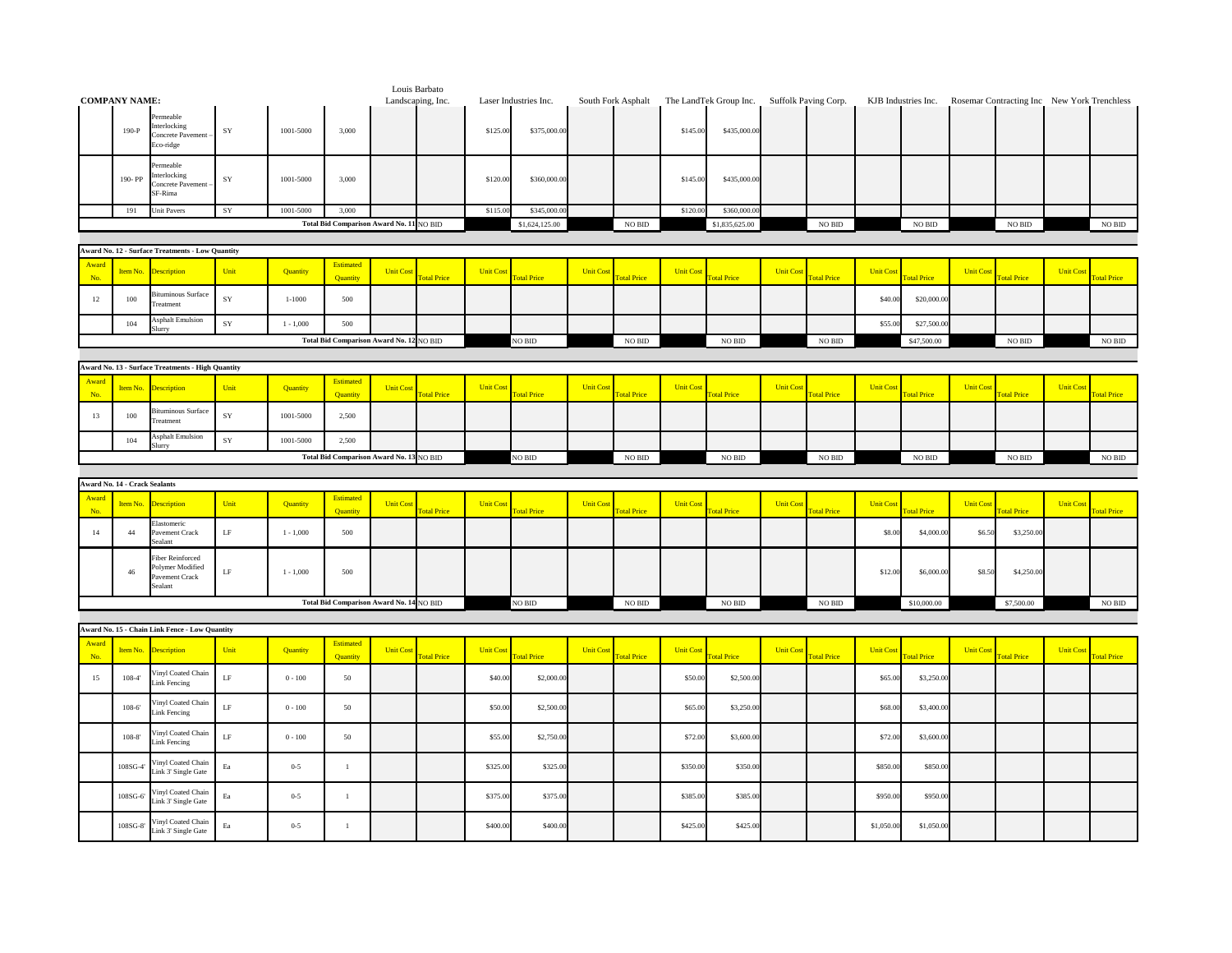| COMPANY NAME: | | | | | | Louis Barbato Landscaping, Inc. | | Laser Industries Inc. | | South Fork Asphalt | | The LandTek Group Inc. | | Suffolk Paving Corp. | | KJB Industries Inc. | | Rosemar Contracting Inc | | New York Trenchless | |
|---|---|---|---|---|---|---|---|---|---|---|---|---|---|---|---|---|---|---|---|---|---|
| | 190-P | Permeable Interlocking Concrete Pavement – Eco-ridge | SY | 1001-5000 | 3,000 | | | $125.00 | $375,000.00 | | | $145.00 | $435,000.00 | | | | | | | | |
| | 190- PP | Permeable Interlocking Concrete Pavement – SF-Rima | SY | 1001-5000 | 3,000 | | | $120.00 | $360,000.00 | | | $145.00 | $435,000.00 | | | | | | | | |
| | 191 | Unit Pavers | SY | 1001-5000 | 3,000 | | | $115.00 | $345,000.00 | | | $120.00 | $360,000.00 | | | | | | | | |
| | | | | | Total Bid Comparison Award No. 11 | | NO BID | | $1,624,125.00 | | NO BID | | $1,835,625.00 | | NO BID | | NO BID | | NO BID | | NO BID |

**Award No. 12 - Surface Treatments - Low Quantity**

| Award No. | Item No. | Description | Unit | Quantity | Estimated Quantity | Unit Cost | Total Price | Unit Cost | Total Price | Unit Cost | Total Price | Unit Cost | Total Price | Unit Cost | Total Price | Unit Cost | Total Price | Unit Cost | Total Price | Unit Cost | Total Price |
|---|---|---|---|---|---|---|---|---|---|---|---|---|---|---|---|---|---|---|---|---|---|
| 12 | 100 | Bituminous Surface Treatment | SY | 1-1000 | 500 | | | | | | | | | | | $40.00 | $20,000.00 | | | | |
| | 104 | Asphalt Emulsion Slurry | SY | 1 - 1,000 | 500 | | | | | | | | | | | $55.00 | $27,500.00 | | | | |
| | | | | | Total Bid Comparison Award No. 12 | | NO BID | | NO BID | | NO BID | | NO BID | | NO BID | | $47,500.00 | | NO BID | | NO BID |

**Award No. 13 - Surface Treatments - High Quantity**

| Award No. | Item No. | Description | Unit | Quantity | Estimated Quantity | Unit Cost | Total Price | Unit Cost | Total Price | Unit Cost | Total Price | Unit Cost | Total Price | Unit Cost | Total Price | Unit Cost | Total Price | Unit Cost | Total Price | Unit Cost | Total Price |
|---|---|---|---|---|---|---|---|---|---|---|---|---|---|---|---|---|---|---|---|---|---|
| 13 | 100 | Bituminous Surface Treatment | SY | 1001-5000 | 2,500 | | | | | | | | | | | | | | | | |
| | 104 | Asphalt Emulsion Slurry | SY | 1001-5000 | 2,500 | | | | | | | | | | | | | | | | |
| | | | | | Total Bid Comparison Award No. 13 | | NO BID | | NO BID | | NO BID | | NO BID | | NO BID | | NO BID | | NO BID | | NO BID |

**Award No. 14 - Crack Sealants**

| Award No. | Item No. | Description | Unit | Quantity | Estimated Quantity | Unit Cost | Total Price | Unit Cost | Total Price | Unit Cost | Total Price | Unit Cost | Total Price | Unit Cost | Total Price | Unit Cost | Total Price | Unit Cost | Total Price | Unit Cost | Total Price |
|---|---|---|---|---|---|---|---|---|---|---|---|---|---|---|---|---|---|---|---|---|---|
| 14 | 44 | Elastomeric Pavement Crack Sealant | LF | 1 - 1,000 | 500 | | | | | | | | | | | $8.00 | $4,000.00 | $6.50 | $3,250.00 | | |
| | 46 | Fiber Reinforced Polymer Modified Pavement Crack Sealant | LF | 1 - 1,000 | 500 | | | | | | | | | | | $12.00 | $6,000.00 | $8.50 | $4,250.00 | | |
| | | | | | Total Bid Comparison Award No. 14 | | NO BID | | NO BID | | NO BID | | NO BID | | NO BID | | $10,000.00 | | $7,500.00 | | NO BID |

**Award No. 15 - Chain Link Fence - Low Quantity**

| Award No. | Item No. | Description | Unit | Quantity | Estimated Quantity | Unit Cost | Total Price | Unit Cost | Total Price | Unit Cost | Total Price | Unit Cost | Total Price | Unit Cost | Total Price | Unit Cost | Total Price | Unit Cost | Total Price | Unit Cost | Total Price |
|---|---|---|---|---|---|---|---|---|---|---|---|---|---|---|---|---|---|---|---|---|---|
| 15 | 108-4' | Vinyl Coated Chain Link Fencing | LF | 0 - 100 | 50 | | | $40.00 | $2,000.00 | | | $50.00 | $2,500.00 | | | $65.00 | $3,250.00 | | | | |
| | 108-6' | Vinyl Coated Chain Link Fencing | LF | 0 - 100 | 50 | | | $50.00 | $2,500.00 | | | $65.00 | $3,250.00 | | | $68.00 | $3,400.00 | | | | |
| | 108-8' | Vinyl Coated Chain Link Fencing | LF | 0 - 100 | 50 | | | $55.00 | $2,750.00 | | | $72.00 | $3,600.00 | | | $72.00 | $3,600.00 | | | | |
| | 108SG-4' | Vinyl Coated Chain Link 3' Single Gate | Ea | 0-5 | 1 | | | $325.00 | $325.00 | | | $350.00 | $350.00 | | | $850.00 | $850.00 | | | | |
| | 108SG-6' | Vinyl Coated Chain Link 3' Single Gate | Ea | 0-5 | 1 | | | $375.00 | $375.00 | | | $385.00 | $385.00 | | | $950.00 | $950.00 | | | | |
| | 108SG-8' | Vinyl Coated Chain Link 3' Single Gate | Ea | 0-5 | 1 | | | $400.00 | $400.00 | | | $425.00 | $425.00 | | | $1,050.00 | $1,050.00 | | | | |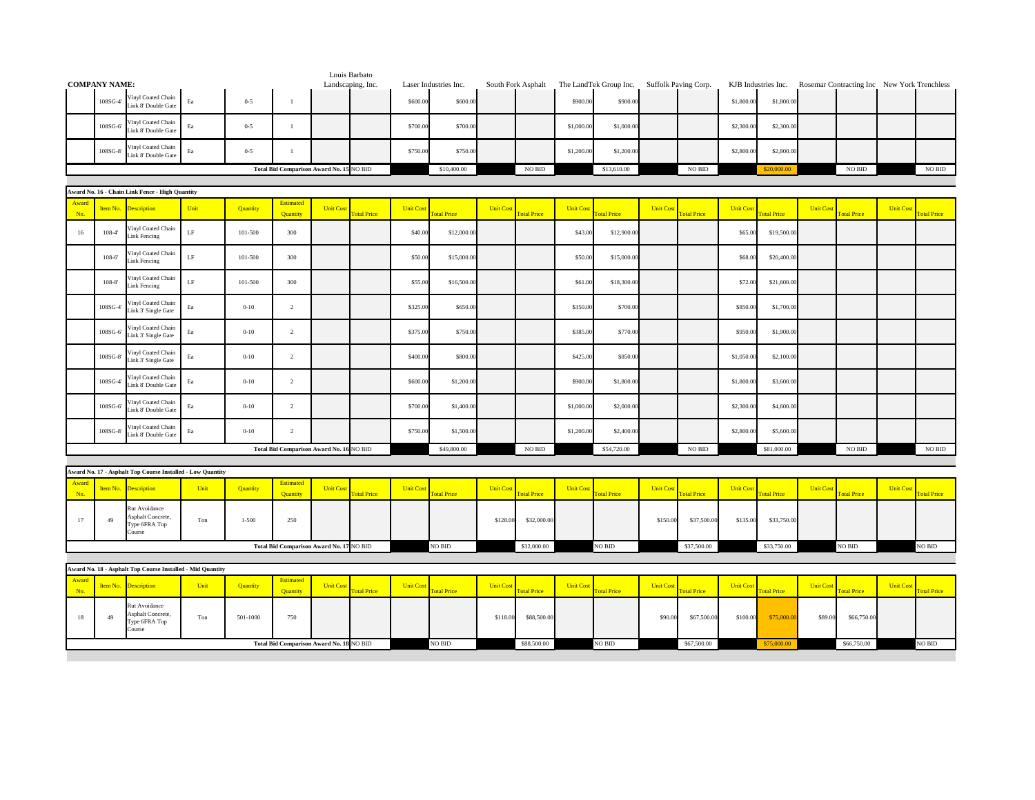| COMPANY NAME: | | | | | | Louis Barbato Landscaping, Inc. | | Laser Industries Inc. | | South Fork Asphalt | | The LandTek Group Inc. | | Suffolk Paving Corp. | | KJB Industries Inc. | | Rosemar Contracting Inc | | New York Trenchless | |
|---|---|---|---|---|---|---|---|---|---|---|---|---|---|---|---|---|---|---|---|---|---|
| | 108SG-4' | Vinyl Coated Chain Link 8' Double Gate | Ea | 0-5 | 1 | | | $600.00 | $600.00 | | | $900.00 | $900.00 | | | $1,800.00 | $1,800.00 | | | | |
| | 108SG-6' | Vinyl Coated Chain Link 8' Double Gate | Ea | 0-5 | 1 | | | $700.00 | $700.00 | | | $1,000.00 | $1,000.00 | | | $2,300.00 | $2,300.00 | | | | |
| | 108SG-8' | Vinyl Coated Chain Link 8' Double Gate | Ea | 0-5 | 1 | | | $750.00 | $750.00 | | | $1,200.00 | $1,200.00 | | | $2,800.00 | $2,800.00 | | | | |
| Total Bid Comparison Award No. 15 | | | | | | | NO BID | | $10,400.00 | | NO BID | | $13,610.00 | | NO BID | | $20,000.00 | | NO BID | | NO BID |

**Award No. 16 - Chain Link Fence - High Quantity**

| Award No. | Item No. | Description | Unit | Quantity | Estimated Quantity | Unit Cost | Total Price | Unit Cost | Total Price | Unit Cost | Total Price | Unit Cost | Total Price | Unit Cost | Total Price | Unit Cost | Total Price | Unit Cost | Total Price | Unit Cost | Total Price |
|---|---|---|---|---|---|---|---|---|---|---|---|---|---|---|---|---|---|---|---|---|---|
| 16 | 108-4' | Vinyl Coated Chain Link Fencing | LF | 101-500 | 300 | | | $40.00 | $12,000.00 | | | $43.00 | $12,900.00 | | | $65.00 | $19,500.00 | | | | |
| | 108-6' | Vinyl Coated Chain Link Fencing | LF | 101-500 | 300 | | | $50.00 | $15,000.00 | | | $50.00 | $15,000.00 | | | $68.00 | $20,400.00 | | | | |
| | 108-8' | Vinyl Coated Chain Link Fencing | LF | 101-500 | 300 | | | $55.00 | $16,500.00 | | | $61.00 | $18,300.00 | | | $72.00 | $21,600.00 | | | | |
| | 108SG-4' | Vinyl Coated Chain Link 3' Single Gate | Ea | 0-10 | 2 | | | $325.00 | $650.00 | | | $350.00 | $700.00 | | | $850.00 | $1,700.00 | | | | |
| | 108SG-6' | Vinyl Coated Chain Link 3' Single Gate | Ea | 0-10 | 2 | | | $375.00 | $750.00 | | | $385.00 | $770.00 | | | $950.00 | $1,900.00 | | | | |
| | 108SG-8' | Vinyl Coated Chain Link 3' Single Gate | Ea | 0-10 | 2 | | | $400.00 | $800.00 | | | $425.00 | $850.00 | | | $1,050.00 | $2,100.00 | | | | |
| | 108SG-4' | Vinyl Coated Chain Link 8' Double Gate | Ea | 0-10 | 2 | | | $600.00 | $1,200.00 | | | $900.00 | $1,800.00 | | | $1,800.00 | $3,600.00 | | | | |
| | 108SG-6' | Vinyl Coated Chain Link 8' Double Gate | Ea | 0-10 | 2 | | | $700.00 | $1,400.00 | | | $1,000.00 | $2,000.00 | | | $2,300.00 | $4,600.00 | | | | |
| | 108SG-8' | Vinyl Coated Chain Link 8' Double Gate | Ea | 0-10 | 2 | | | $750.00 | $1,500.00 | | | $1,200.00 | $2,400.00 | | | $2,800.00 | $5,600.00 | | | | |
| Total Bid Comparison Award No. 16 | | | | | | | NO BID | | $49,800.00 | | NO BID | | $54,720.00 | | NO BID | | $81,000.00 | | NO BID | | NO BID |

**Award No. 17 - Asphalt Top Course Installed - Low Quantity**

| Award No. | Item No. | Description | Unit | Quantity | Estimated Quantity | Unit Cost | Total Price | Unit Cost | Total Price | Unit Cost | Total Price | Unit Cost | Total Price | Unit Cost | Total Price | Unit Cost | Total Price | Unit Cost | Total Price | Unit Cost | Total Price |
|---|---|---|---|---|---|---|---|---|---|---|---|---|---|---|---|---|---|---|---|---|---|
| 17 | 49 | Rut Avoidance Asphalt Concrete, Type 6FRA Top Course | Ton | 1-500 | 250 | | | | | $128.00 | $32,000.00 | | | $150.00 | $37,500.00 | $135.00 | $33,750.00 | | | | |
| Total Bid Comparison Award No. 17 | | | | | | | NO BID | | NO BID | | $32,000.00 | | NO BID | | $37,500.00 | | $33,750.00 | | NO BID | | NO BID |

**Award No. 18 - Asphalt Top Course Installed - Mid Quantity**

| Award No. | Item No. | Description | Unit | Quantity | Estimated Quantity | Unit Cost | Total Price | Unit Cost | Total Price | Unit Cost | Total Price | Unit Cost | Total Price | Unit Cost | Total Price | Unit Cost | Total Price | Unit Cost | Total Price | Unit Cost | Total Price |
|---|---|---|---|---|---|---|---|---|---|---|---|---|---|---|---|---|---|---|---|---|---|
| 18 | 49 | Rut Avoidance Asphalt Concrete, Type 6FRA Top Course | Ton | 501-1000 | 750 | | | | | $118.00 | $88,500.00 | | | $90.00 | $67,500.00 | $100.00 | $75,000.00 | $89.00 | $66,750.00 | | |
| Total Bid Comparison Award No. 18 | | | | | | | NO BID | | NO BID | | $88,500.00 | | NO BID | | $67,500.00 | | $75,000.00 | | $66,750.00 | | NO BID |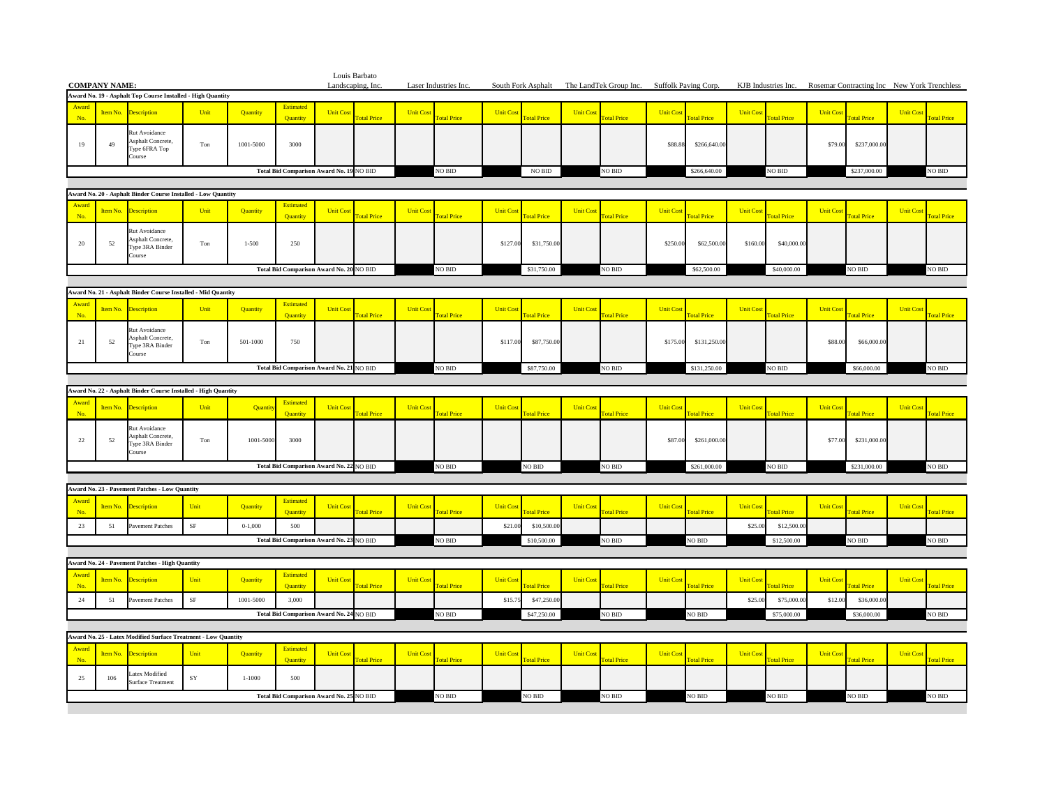**COMPANY NAME:** Louis Barbato Landscaping, Inc. | Laser Industries Inc. | South Fork Asphalt | The LandTek Group Inc. | Suffolk Paving Corp. | KJB Industries Inc. | Rosemar Contracting Inc | New York Trenchless

**Award No. 19 - Asphalt Top Course Installed - High Quantity**

| Award No. | Item No. | Description | Unit | Quantity | Estimated Quantity | Louis Barbato Unit Cost | Louis Barbato Total Price | Laser Unit Cost | Laser Total Price | South Fork Unit Cost | South Fork Total Price | LandTek Unit Cost | LandTek Total Price | Suffolk Unit Cost | Suffolk Total Price | KJB Unit Cost | KJB Total Price | Rosemar Unit Cost | Rosemar Total Price | NY Trenchless Unit Cost | NY Trenchless Total Price |
|---|---|---|---|---|---|---|---|---|---|---|---|---|---|---|---|---|---|---|---|---|---|
| 19 | 49 | Rut Avoidance Asphalt Concrete, Type 6FRA Top Course | Ton | 1001-5000 | 3000 | | | | | | | | | $88.88 | $266,640.00 | | | $79.00 | $237,000.00 | | |
| Total Bid Comparison Award No. 19 | | | | | | | NO BID | | NO BID | | NO BID | | NO BID | | $266,640.00 | | NO BID | | $237,000.00 | | NO BID |

**Award No. 20 - Asphalt Binder Course Installed - Low Quantity**

| Award No. | Item No. | Description | Unit | Quantity | Estimated Quantity | Louis Barbato Unit Cost | Louis Barbato Total Price | Laser Unit Cost | Laser Total Price | South Fork Unit Cost | South Fork Total Price | LandTek Unit Cost | LandTek Total Price | Suffolk Unit Cost | Suffolk Total Price | KJB Unit Cost | KJB Total Price | Rosemar Unit Cost | Rosemar Total Price | NY Trenchless Unit Cost | NY Trenchless Total Price |
|---|---|---|---|---|---|---|---|---|---|---|---|---|---|---|---|---|---|---|---|---|---|
| 20 | 52 | Rut Avoidance Asphalt Concrete, Type 3RA Binder Course | Ton | 1-500 | 250 | | | | | $127.00 | $31,750.00 | | | $250.00 | $62,500.00 | $160.00 | $40,000.00 | | | | |
| Total Bid Comparison Award No. 20 | | | | | | | NO BID | | NO BID | | $31,750.00 | | NO BID | | $62,500.00 | | $40,000.00 | | NO BID | | NO BID |

**Award No. 21 - Asphalt Binder Course Installed - Mid Quantity**

| Award No. | Item No. | Description | Unit | Quantity | Estimated Quantity | Louis Barbato Unit Cost | Louis Barbato Total Price | Laser Unit Cost | Laser Total Price | South Fork Unit Cost | South Fork Total Price | LandTek Unit Cost | LandTek Total Price | Suffolk Unit Cost | Suffolk Total Price | KJB Unit Cost | KJB Total Price | Rosemar Unit Cost | Rosemar Total Price | NY Trenchless Unit Cost | NY Trenchless Total Price |
|---|---|---|---|---|---|---|---|---|---|---|---|---|---|---|---|---|---|---|---|---|---|
| 21 | 52 | Rut Avoidance Asphalt Concrete, Type 3RA Binder Course | Ton | 501-1000 | 750 | | | | | $117.00 | $87,750.00 | | | $175.00 | $131,250.00 | | | $88.00 | $66,000.00 | | |
| Total Bid Comparison Award No. 21 | | | | | | | NO BID | | NO BID | | $87,750.00 | | NO BID | | $131,250.00 | | NO BID | | $66,000.00 | | NO BID |

**Award No. 22 - Asphalt Binder Course Installed - High Quantity**

| Award No. | Item No. | Description | Unit | Quantity | Estimated Quantity | Louis Barbato Unit Cost | Louis Barbato Total Price | Laser Unit Cost | Laser Total Price | South Fork Unit Cost | South Fork Total Price | LandTek Unit Cost | LandTek Total Price | Suffolk Unit Cost | Suffolk Total Price | KJB Unit Cost | KJB Total Price | Rosemar Unit Cost | Rosemar Total Price | NY Trenchless Unit Cost | NY Trenchless Total Price |
|---|---|---|---|---|---|---|---|---|---|---|---|---|---|---|---|---|---|---|---|---|---|
| 22 | 52 | Rut Avoidance Asphalt Concrete, Type 3RA Binder Course | Ton | 1001-5000 | 3000 | | | | | | | | | $87.00 | $261,000.00 | | | $77.00 | $231,000.00 | | |
| Total Bid Comparison Award No. 22 | | | | | | | NO BID | | NO BID | | NO BID | | NO BID | | $261,000.00 | | NO BID | | $231,000.00 | | NO BID |

**Award No. 23 - Pavement Patches - Low Quantity**

| Award No. | Item No. | Description | Unit | Quantity | Estimated Quantity | Louis Barbato Unit Cost | Louis Barbato Total Price | Laser Unit Cost | Laser Total Price | South Fork Unit Cost | South Fork Total Price | LandTek Unit Cost | LandTek Total Price | Suffolk Unit Cost | Suffolk Total Price | KJB Unit Cost | KJB Total Price | Rosemar Unit Cost | Rosemar Total Price | NY Trenchless Unit Cost | NY Trenchless Total Price |
|---|---|---|---|---|---|---|---|---|---|---|---|---|---|---|---|---|---|---|---|---|---|
| 23 | 51 | Pavement Patches | SF | 0-1,000 | 500 | | | | | $21.00 | $10,500.00 | | | | | $25.00 | $12,500.00 | | | | |
| Total Bid Comparison Award No. 23 | | | | | | | NO BID | | NO BID | | $10,500.00 | | NO BID | | NO BID | | $12,500.00 | | NO BID | | NO BID |

**Award No. 24 - Pavement Patches - High Quantity**

| Award No. | Item No. | Description | Unit | Quantity | Estimated Quantity | Louis Barbato Unit Cost | Louis Barbato Total Price | Laser Unit Cost | Laser Total Price | South Fork Unit Cost | South Fork Total Price | LandTek Unit Cost | LandTek Total Price | Suffolk Unit Cost | Suffolk Total Price | KJB Unit Cost | KJB Total Price | Rosemar Unit Cost | Rosemar Total Price | NY Trenchless Unit Cost | NY Trenchless Total Price |
|---|---|---|---|---|---|---|---|---|---|---|---|---|---|---|---|---|---|---|---|---|---|
| 24 | 51 | Pavement Patches | SF | 1001-5000 | 3,000 | | | | | $15.75 | $47,250.00 | | | | | $25.00 | $75,000.00 | $12.00 | $36,000.00 | | |
| Total Bid Comparison Award No. 24 | | | | | | | NO BID | | NO BID | | $47,250.00 | | NO BID | | NO BID | | $75,000.00 | | $36,000.00 | | NO BID |

**Award No. 25 - Latex Modified Surface Treatment - Low Quantity**

| Award No. | Item No. | Description | Unit | Quantity | Estimated Quantity | Louis Barbato Unit Cost | Louis Barbato Total Price | Laser Unit Cost | Laser Total Price | South Fork Unit Cost | South Fork Total Price | LandTek Unit Cost | LandTek Total Price | Suffolk Unit Cost | Suffolk Total Price | KJB Unit Cost | KJB Total Price | Rosemar Unit Cost | Rosemar Total Price | NY Trenchless Unit Cost | NY Trenchless Total Price |
|---|---|---|---|---|---|---|---|---|---|---|---|---|---|---|---|---|---|---|---|---|---|
| 25 | 106 | Latex Modified Surface Treatment | SY | 1-1000 | 500 | | | | | | | | | | | | | | | | |
| Total Bid Comparison Award No. 25 | | | | | | | NO BID | | NO BID | | NO BID | | NO BID | | NO BID | | NO BID | | NO BID | | NO BID |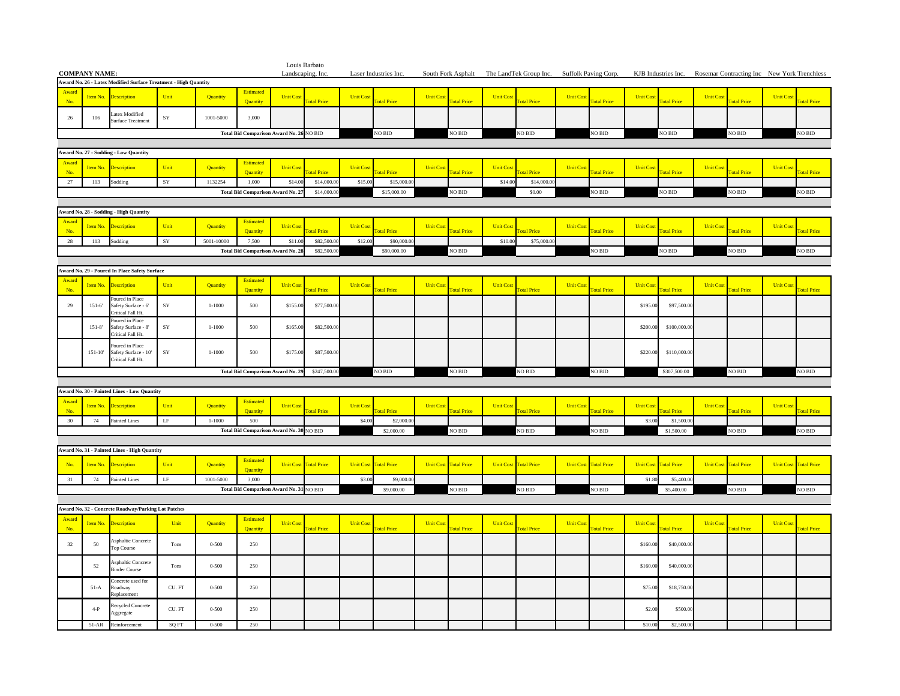**COMPANY NAME:** Louis Barbato Landscaping, Inc. | Laser Industries Inc. | South Fork Asphalt | The LandTek Group Inc. | Suffolk Paving Corp. | KJB Industries Inc. | Rosemar Contracting Inc | New York Trenchless

**Award No. 26 - Latex Modified Surface Treatment - High Quantity**

| Award No. | Item No. | Description | Unit | Quantity | Estimated Quantity | Louis Barbato Landscaping, Inc. Unit Cost | Louis Barbato Landscaping, Inc. Total Price | Laser Industries Inc. Unit Cost | Laser Industries Inc. Total Price | South Fork Asphalt Unit Cost | South Fork Asphalt Total Price | The LandTek Group Inc. Unit Cost | The LandTek Group Inc. Total Price | Suffolk Paving Corp. Unit Cost | Suffolk Paving Corp. Total Price | KJB Industries Inc. Unit Cost | KJB Industries Inc. Total Price | Rosemar Contracting Inc Unit Cost | Rosemar Contracting Inc Total Price | New York Trenchless Unit Cost | New York Trenchless Total Price |
|---|---|---|---|---|---|---|---|---|---|---|---|---|---|---|---|---|---|---|---|---|---|
| 26 | 106 | Latex Modified Surface Treatment | SY | 1001-5000 | 3,000 | | | | | | | | | | | | | | | | |
| | | | | | Total Bid Comparison Award No. 26 | | NO BID | | NO BID | | NO BID | | NO BID | | NO BID | | NO BID | | NO BID | | NO BID |

**Award No. 27 - Sodding - Low Quantity**

| Award No. | Item No. | Description | Unit | Quantity | Estimated Quantity | Louis Barbato Landscaping, Inc. Unit Cost | Louis Barbato Landscaping, Inc. Total Price | Laser Industries Inc. Unit Cost | Laser Industries Inc. Total Price | South Fork Asphalt Unit Cost | South Fork Asphalt Total Price | The LandTek Group Inc. Unit Cost | The LandTek Group Inc. Total Price | Suffolk Paving Corp. Unit Cost | Suffolk Paving Corp. Total Price | KJB Industries Inc. Unit Cost | KJB Industries Inc. Total Price | Rosemar Contracting Inc Unit Cost | Rosemar Contracting Inc Total Price | New York Trenchless Unit Cost | New York Trenchless Total Price |
|---|---|---|---|---|---|---|---|---|---|---|---|---|---|---|---|---|---|---|---|---|---|
| 27 | 113 | Sodding | SY | 1132254 | 1,000 | $14.00 | $14,000.00 | $15.00 | $15,000.00 | | | $14.00 | $14,000.00 | | | | | | | | |
| | | | | | Total Bid Comparison Award No. 27 | | $14,000.00 | | $15,000.00 | | NO BID | | $0.00 | | NO BID | | NO BID | | NO BID | | NO BID |

**Award No. 28 - Sodding - High Quantity**

| Award No. | Item No. | Description | Unit | Quantity | Estimated Quantity | Louis Barbato Landscaping, Inc. Unit Cost | Louis Barbato Landscaping, Inc. Total Price | Laser Industries Inc. Unit Cost | Laser Industries Inc. Total Price | South Fork Asphalt Unit Cost | South Fork Asphalt Total Price | The LandTek Group Inc. Unit Cost | The LandTek Group Inc. Total Price | Suffolk Paving Corp. Unit Cost | Suffolk Paving Corp. Total Price | KJB Industries Inc. Unit Cost | KJB Industries Inc. Total Price | Rosemar Contracting Inc Unit Cost | Rosemar Contracting Inc Total Price | New York Trenchless Unit Cost | New York Trenchless Total Price |
|---|---|---|---|---|---|---|---|---|---|---|---|---|---|---|---|---|---|---|---|---|---|
| 28 | 113 | Sodding | SY | 5001-10000 | 7,500 | $11.00 | $82,500.00 | $12.00 | $90,000.00 | | | $10.00 | $75,000.00 | | | | | | | | |
| | | | | | Total Bid Comparison Award No. 28 | | $82,500.00 | | $90,000.00 | | NO BID | | | | NO BID | | NO BID | | NO BID | | NO BID |

**Award No. 29 - Poured In Place Safety Surface**

| Award No. | Item No. | Description | Unit | Quantity | Estimated Quantity | Louis Barbato Landscaping, Inc. Unit Cost | Louis Barbato Landscaping, Inc. Total Price | Laser Industries Inc. Unit Cost | Laser Industries Inc. Total Price | South Fork Asphalt Unit Cost | South Fork Asphalt Total Price | The LandTek Group Inc. Unit Cost | The LandTek Group Inc. Total Price | Suffolk Paving Corp. Unit Cost | Suffolk Paving Corp. Total Price | KJB Industries Inc. Unit Cost | KJB Industries Inc. Total Price | Rosemar Contracting Inc Unit Cost | Rosemar Contracting Inc Total Price | New York Trenchless Unit Cost | New York Trenchless Total Price |
|---|---|---|---|---|---|---|---|---|---|---|---|---|---|---|---|---|---|---|---|---|---|
| 29 | 151-6' | Poured in Place Safety Surface - 6' Critical Fall Ht. | SY | 1-1000 | 500 | $155.00 | $77,500.00 | | | | | | | | | $195.00 | $97,500.00 | | | | |
| | 151-8' | Poured in Place Safety Surface - 8' Critical Fall Ht. | SY | 1-1000 | 500 | $165.00 | $82,500.00 | | | | | | | | | $200.00 | $100,000.00 | | | | |
| | 151-10' | Poured in Place Safety Surface - 10' Critical Fall Ht. | SY | 1-1000 | 500 | $175.00 | $87,500.00 | | | | | | | | | $220.00 | $110,000.00 | | | | |
| | | | | | Total Bid Comparison Award No. 29 | | $247,500.00 | | NO BID | | NO BID | | NO BID | | NO BID | | $307,500.00 | | NO BID | | NO BID |

**Award No. 30 - Painted Lines - Low Quantity**

| Award No. | Item No. | Description | Unit | Quantity | Estimated Quantity | Louis Barbato Landscaping, Inc. Unit Cost | Louis Barbato Landscaping, Inc. Total Price | Laser Industries Inc. Unit Cost | Laser Industries Inc. Total Price | South Fork Asphalt Unit Cost | South Fork Asphalt Total Price | The LandTek Group Inc. Unit Cost | The LandTek Group Inc. Total Price | Suffolk Paving Corp. Unit Cost | Suffolk Paving Corp. Total Price | KJB Industries Inc. Unit Cost | KJB Industries Inc. Total Price | Rosemar Contracting Inc Unit Cost | Rosemar Contracting Inc Total Price | New York Trenchless Unit Cost | New York Trenchless Total Price |
|---|---|---|---|---|---|---|---|---|---|---|---|---|---|---|---|---|---|---|---|---|---|
| 30 | 74 | Painted Lines | LF | 1-1000 | 500 | | | $4.00 | $2,000.00 | | | | | | | $3.00 | $1,500.00 | | | | |
| | | | | | Total Bid Comparison Award No. 30 | | NO BID | | $2,000.00 | | NO BID | | NO BID | | NO BID | | $1,500.00 | | NO BID | | NO BID |

**Award No. 31 - Painted Lines - High Quantity**

| No. | Item No. | Description | Unit | Quantity | Estimated Quantity | Louis Barbato Landscaping, Inc. Unit Cost | Louis Barbato Landscaping, Inc. Total Price | Laser Industries Inc. Unit Cost | Laser Industries Inc. Total Price | South Fork Asphalt Unit Cost | South Fork Asphalt Total Price | The LandTek Group Inc. Unit Cost | The LandTek Group Inc. Total Price | Suffolk Paving Corp. Unit Cost | Suffolk Paving Corp. Total Price | KJB Industries Inc. Unit Cost | KJB Industries Inc. Total Price | Rosemar Contracting Inc Unit Cost | Rosemar Contracting Inc Total Price | New York Trenchless Unit Cost | New York Trenchless Total Price |
|---|---|---|---|---|---|---|---|---|---|---|---|---|---|---|---|---|---|---|---|---|---|
| 31 | 74 | Painted Lines | LF | 1001-5000 | 3,000 | | | $3.00 | $9,000.00 | | | | | | | $1.80 | $5,400.00 | | | | |
| | | | | | Total Bid Comparison Award No. 31 | | NO BID | | $9,000.00 | | NO BID | | NO BID | | NO BID | | $5,400.00 | | NO BID | | NO BID |

**Award No. 32 - Concrete Roadway/Parking Lot Patches**

| Award No. | Item No. | Description | Unit | Quantity | Estimated Quantity | Louis Barbato Landscaping, Inc. Unit Cost | Louis Barbato Landscaping, Inc. Total Price | Laser Industries Inc. Unit Cost | Laser Industries Inc. Total Price | South Fork Asphalt Unit Cost | South Fork Asphalt Total Price | The LandTek Group Inc. Unit Cost | The LandTek Group Inc. Total Price | Suffolk Paving Corp. Unit Cost | Suffolk Paving Corp. Total Price | KJB Industries Inc. Unit Cost | KJB Industries Inc. Total Price | Rosemar Contracting Inc Unit Cost | Rosemar Contracting Inc Total Price | New York Trenchless Unit Cost | New York Trenchless Total Price |
|---|---|---|---|---|---|---|---|---|---|---|---|---|---|---|---|---|---|---|---|---|---|
| 32 | 50 | Asphaltic Concrete Top Course | Tons | 0-500 | 250 | | | | | | | | | | | $160.00 | $40,000.00 | | | | |
| | 52 | Asphaltic Concrete Binder Course | Tons | 0-500 | 250 | | | | | | | | | | | $160.00 | $40,000.00 | | | | |
| | 51-A | Concrete used for Roadway Replacement | CU. FT | 0-500 | 250 | | | | | | | | | | | $75.00 | $18,750.00 | | | | |
| | 4-P | Recycled Concrete Aggregate | CU. FT | 0-500 | 250 | | | | | | | | | | | $2.00 | $500.00 | | | | |
| | 51-AR | Reinforcement | SQ FT | 0-500 | 250 | | | | | | | | | | | $10.00 | $2,500.00 | | | | |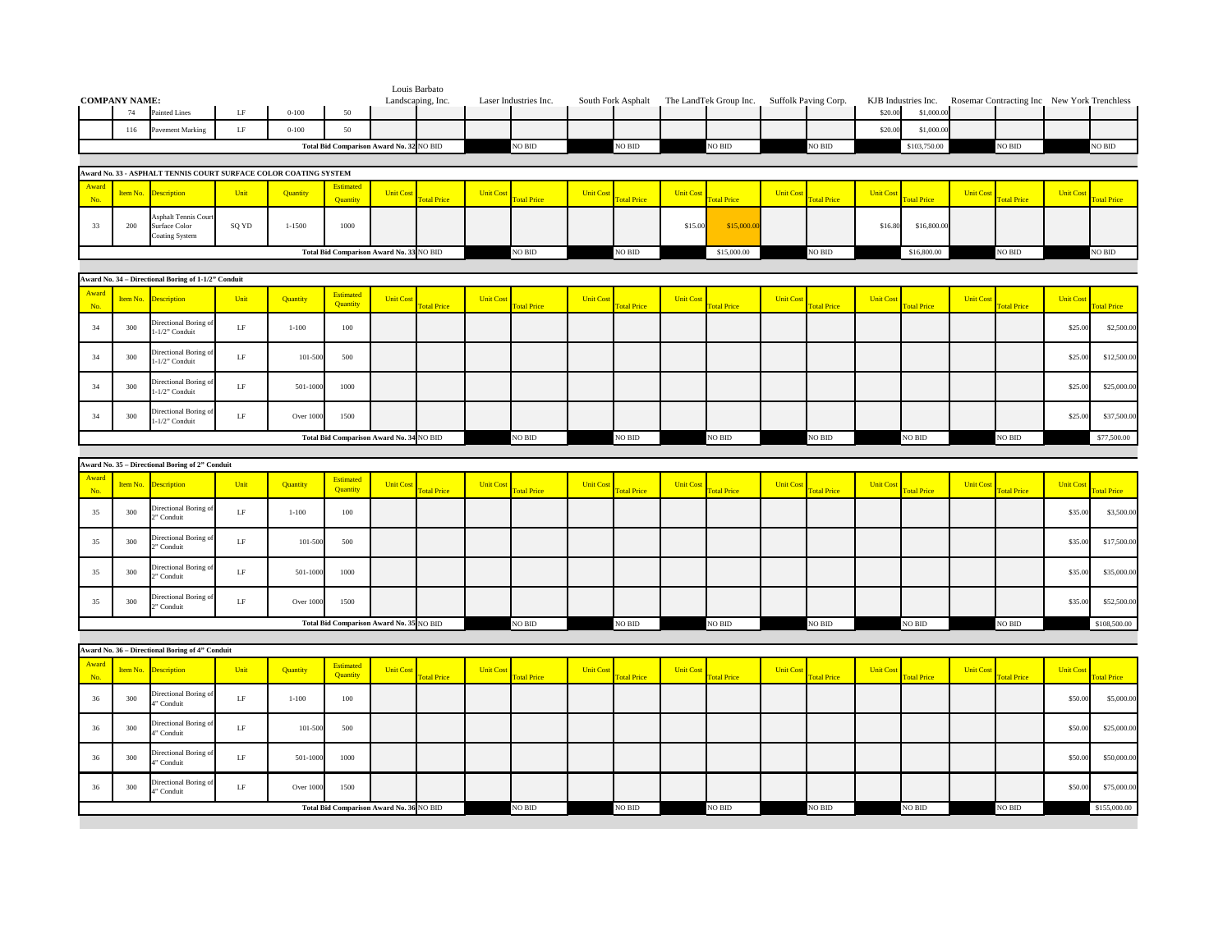| COMPANY NAME: | | | | | | Louis Barbato Landscaping, Inc. | | Laser Industries Inc. | | South Fork Asphalt | | The LandTek Group Inc. | | Suffolk Paving Corp. | | KJB Industries Inc. | | Rosemar Contracting Inc | | New York Trenchless | |
|---|---|---|---|---|---|---|---|---|---|---|---|---|---|---|---|---|---|---|---|---|---|
| | 74 | Painted Lines | LF | 0-100 | 50 | | | | | | | | | | | $20.00 | $1,000.00 | | | | |
| | 116 | Pavement Marking | LF | 0-100 | 50 | | | | | | | | | | | $20.00 | $1,000.00 | | | | |
| Total Bid Comparison Award No. 32 | | | | | | | NO BID | | NO BID | | NO BID | | NO BID | | NO BID | | $103,750.00 | | NO BID | | NO BID |

Award No. 33 - ASPHALT TENNIS COURT SURFACE COLOR COATING SYSTEM

| Award No. | Item No. | Description | Unit | Quantity | Estimated Quantity | Unit Cost | Total Price | Unit Cost | Total Price | Unit Cost | Total Price | Unit Cost | Total Price | Unit Cost | Total Price | Unit Cost | Total Price | Unit Cost | Total Price | Unit Cost | Total Price |
|---|---|---|---|---|---|---|---|---|---|---|---|---|---|---|---|---|---|---|---|---|---|
| 33 | 200 | Asphalt Tennis Court Surface Color Coating System | SQ YD | 1-1500 | 1000 | | | | | | | $15.00 | $15,000.00 | | | $16.80 | $16,800.00 | | | | |
| Total Bid Comparison Award No. 33 | | | | | | | NO BID | | NO BID | | NO BID | | $15,000.00 | | NO BID | | $16,800.00 | | NO BID | | NO BID |

Award No. 34 – Directional Boring of 1-1/2" Conduit

| Award No. | Item No. | Description | Unit | Quantity | Estimated Quantity | Unit Cost | Total Price | Unit Cost | Total Price | Unit Cost | Total Price | Unit Cost | Total Price | Unit Cost | Total Price | Unit Cost | Total Price | Unit Cost | Total Price | Unit Cost | Total Price |
|---|---|---|---|---|---|---|---|---|---|---|---|---|---|---|---|---|---|---|---|---|---|
| 34 | 300 | Directional Boring of 1-1/2" Conduit | LF | 1-100 | 100 | | | | | | | | | | | | | | | $25.00 | $2,500.00 |
| 34 | 300 | Directional Boring of 1-1/2" Conduit | LF | 101-500 | 500 | | | | | | | | | | | | | | | $25.00 | $12,500.00 |
| 34 | 300 | Directional Boring of 1-1/2" Conduit | LF | 501-1000 | 1000 | | | | | | | | | | | | | | | $25.00 | $25,000.00 |
| 34 | 300 | Directional Boring of 1-1/2" Conduit | LF | Over 1000 | 1500 | | | | | | | | | | | | | | | $25.00 | $37,500.00 |
| Total Bid Comparison Award No. 34 | | | | | | | NO BID | | NO BID | | NO BID | | NO BID | | NO BID | | NO BID | | NO BID | | $77,500.00 |

Award No. 35 – Directional Boring of 2" Conduit

| Award No. | Item No. | Description | Unit | Quantity | Estimated Quantity | Unit Cost | Total Price | Unit Cost | Total Price | Unit Cost | Total Price | Unit Cost | Total Price | Unit Cost | Total Price | Unit Cost | Total Price | Unit Cost | Total Price | Unit Cost | Total Price |
|---|---|---|---|---|---|---|---|---|---|---|---|---|---|---|---|---|---|---|---|---|---|
| 35 | 300 | Directional Boring of 2" Conduit | LF | 1-100 | 100 | | | | | | | | | | | | | | | $35.00 | $3,500.00 |
| 35 | 300 | Directional Boring of 2" Conduit | LF | 101-500 | 500 | | | | | | | | | | | | | | | $35.00 | $17,500.00 |
| 35 | 300 | Directional Boring of 2" Conduit | LF | 501-1000 | 1000 | | | | | | | | | | | | | | | $35.00 | $35,000.00 |
| 35 | 300 | Directional Boring of 2" Conduit | LF | Over 1000 | 1500 | | | | | | | | | | | | | | | $35.00 | $52,500.00 |
| Total Bid Comparison Award No. 35 | | | | | | | NO BID | | NO BID | | NO BID | | NO BID | | NO BID | | NO BID | | NO BID | | $108,500.00 |

Award No. 36 – Directional Boring of 4" Conduit

| Award No. | Item No. | Description | Unit | Quantity | Estimated Quantity | Unit Cost | Total Price | Unit Cost | Total Price | Unit Cost | Total Price | Unit Cost | Total Price | Unit Cost | Total Price | Unit Cost | Total Price | Unit Cost | Total Price | Unit Cost | Total Price |
|---|---|---|---|---|---|---|---|---|---|---|---|---|---|---|---|---|---|---|---|---|---|
| 36 | 300 | Directional Boring of 4" Conduit | LF | 1-100 | 100 | | | | | | | | | | | | | | | $50.00 | $5,000.00 |
| 36 | 300 | Directional Boring of 4" Conduit | LF | 101-500 | 500 | | | | | | | | | | | | | | | $50.00 | $25,000.00 |
| 36 | 300 | Directional Boring of 4" Conduit | LF | 501-1000 | 1000 | | | | | | | | | | | | | | | $50.00 | $50,000.00 |
| 36 | 300 | Directional Boring of 4" Conduit | LF | Over 1000 | 1500 | | | | | | | | | | | | | | | $50.00 | $75,000.00 |
| Total Bid Comparison Award No. 36 | | | | | | | NO BID | | NO BID | | NO BID | | NO BID | | NO BID | | NO BID | | NO BID | | $155,000.00 |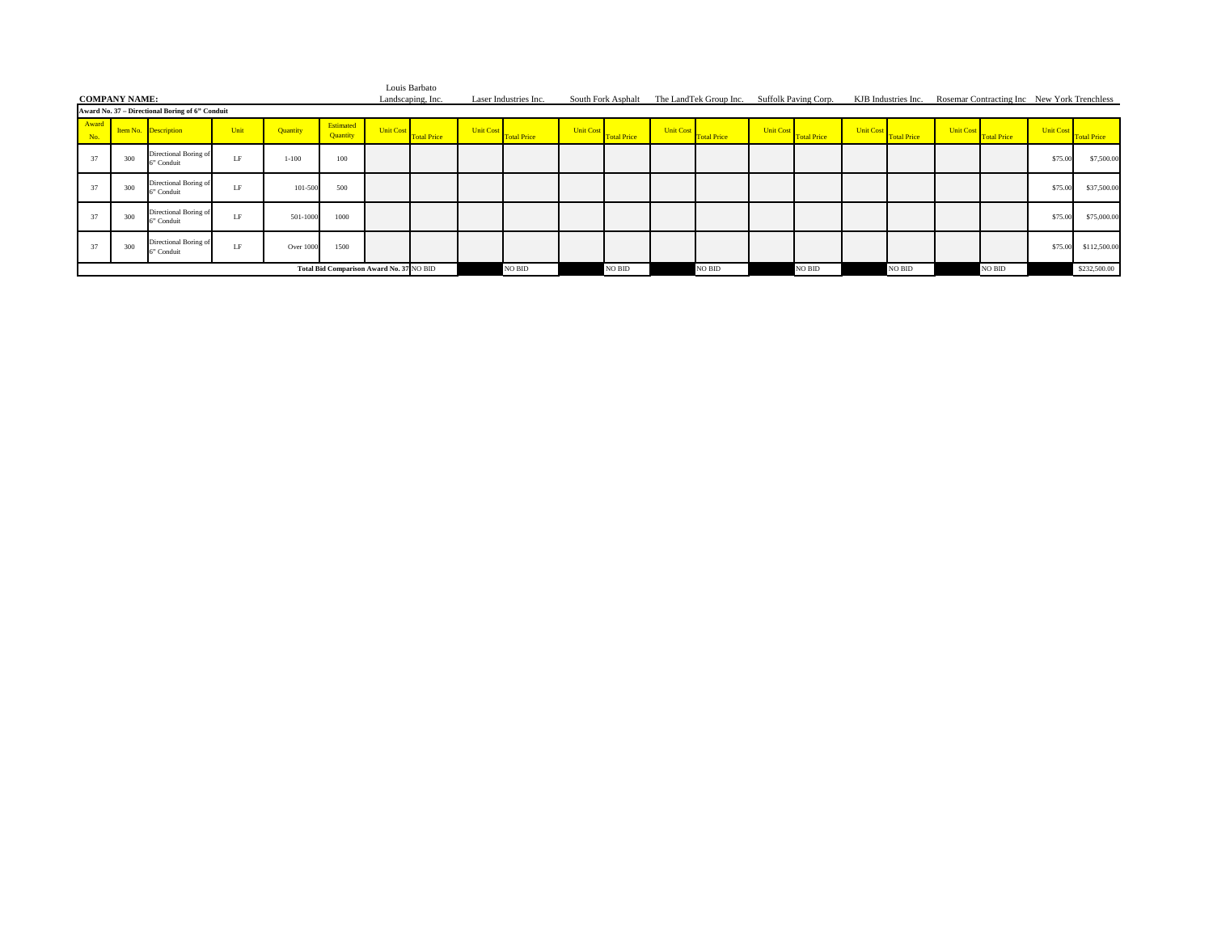**COMPANY NAME:**

**Award No. 37 – Directional Boring of 6" Conduit**

| | | | | | | Louis Barbato Landscaping, Inc. | | Laser Industries Inc. | | South Fork Asphalt | | The LandTek Group Inc. | | Suffolk Paving Corp. | | KJB Industries Inc. | | Rosemar Contracting Inc | | New York Trenchless | |
|---|---|---|---|---|---|---|---|---|---|---|---|---|---|---|---|---|---|---|---|---|---|
| Award No. | Item No. | Description | Unit | Quantity | Estimated Quantity | Unit Cost | Total Price | Unit Cost | Total Price | Unit Cost | Total Price | Unit Cost | Total Price | Unit Cost | Total Price | Unit Cost | Total Price | Unit Cost | Total Price | Unit Cost | Total Price |
| 37 | 300 | Directional Boring of 6" Conduit | LF | 1-100 | 100 | | | | | | | | | | | | | | | $75.00 | $7,500.00 |
| 37 | 300 | Directional Boring of 6" Conduit | LF | 101-500 | 500 | | | | | | | | | | | | | | | $75.00 | $37,500.00 |
| 37 | 300 | Directional Boring of 6" Conduit | LF | 501-1000 | 1000 | | | | | | | | | | | | | | | $75.00 | $75,000.00 |
| 37 | 300 | Directional Boring of 6" Conduit | LF | Over 1000 | 1500 | | | | | | | | | | | | | | | $75.00 | $112,500.00 |
| **Total Bid Comparison Award No. 37** | | | | | | NO BID | | | NO BID | | NO BID | | NO BID | | NO BID | | NO BID | | NO BID | | $232,500.00 |